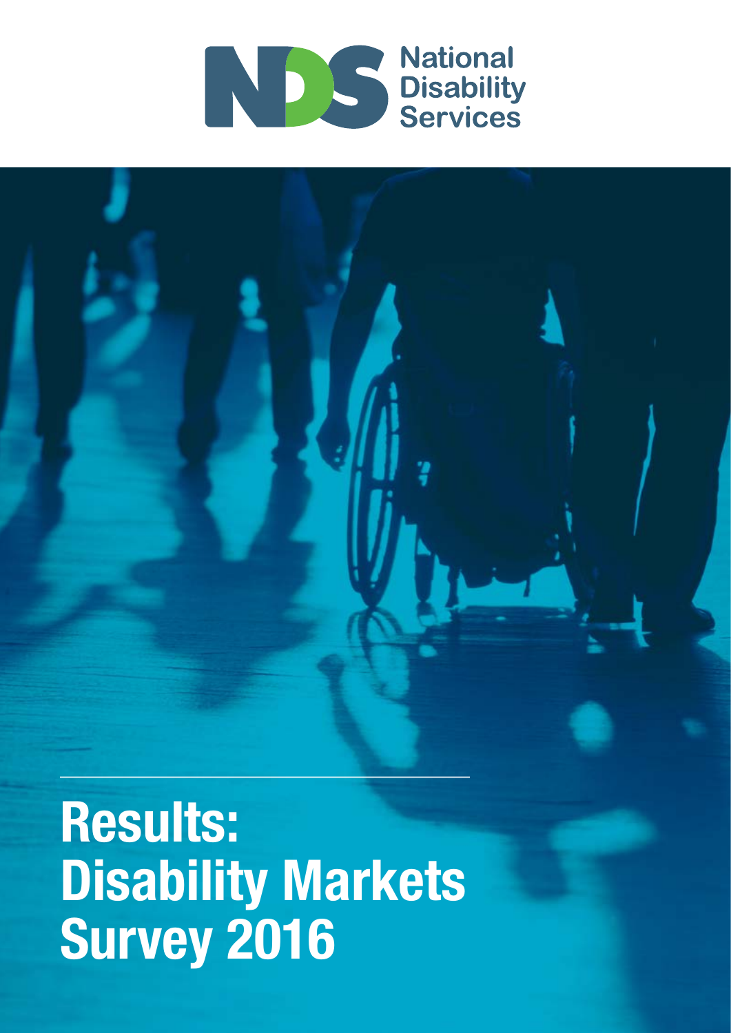National Disability Services

# Results: Disability Markets Survey 2016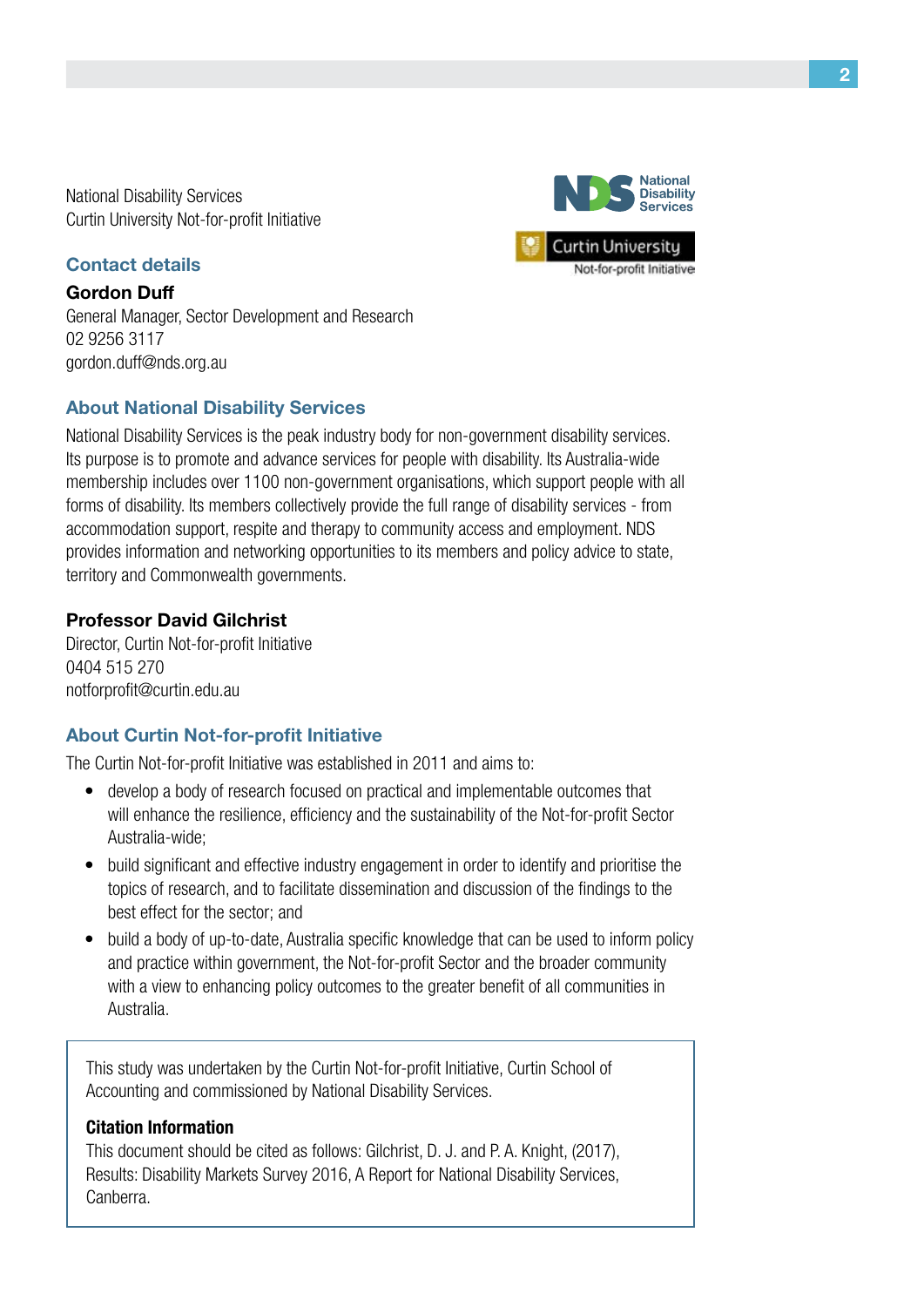National Disability Services
Curtin University Not-for-profit Initiative

## Contact details

**Gordon Duff**
General Manager, Sector Development and Research
02 9256 3117
gordon.duff@nds.org.au

## About National Disability Services

National Disability Services is the peak industry body for non-government disability services. Its purpose is to promote and advance services for people with disability. Its Australia-wide membership includes over 1100 non-government organisations, which support people with all forms of disability. Its members collectively provide the full range of disability services - from accommodation support, respite and therapy to community access and employment. NDS provides information and networking opportunities to its members and policy advice to state, territory and Commonwealth governments.

**Professor David Gilchrist**
Director, Curtin Not-for-profit Initiative
0404 515 270
notforprofit@curtin.edu.au

## About Curtin Not-for-profit Initiative

The Curtin Not-for-profit Initiative was established in 2011 and aims to:

- develop a body of research focused on practical and implementable outcomes that will enhance the resilience, efficiency and the sustainability of the Not-for-profit Sector Australia-wide;
- build significant and effective industry engagement in order to identify and prioritise the topics of research, and to facilitate dissemination and discussion of the findings to the best effect for the sector; and
- build a body of up-to-date, Australia specific knowledge that can be used to inform policy and practice within government, the Not-for-profit Sector and the broader community with a view to enhancing policy outcomes to the greater benefit of all communities in Australia.

This study was undertaken by the Curtin Not-for-profit Initiative, Curtin School of Accounting and commissioned by National Disability Services.

**Citation Information**
This document should be cited as follows: Gilchrist, D. J. and P. A. Knight, (2017), Results: Disability Markets Survey 2016, A Report for National Disability Services, Canberra.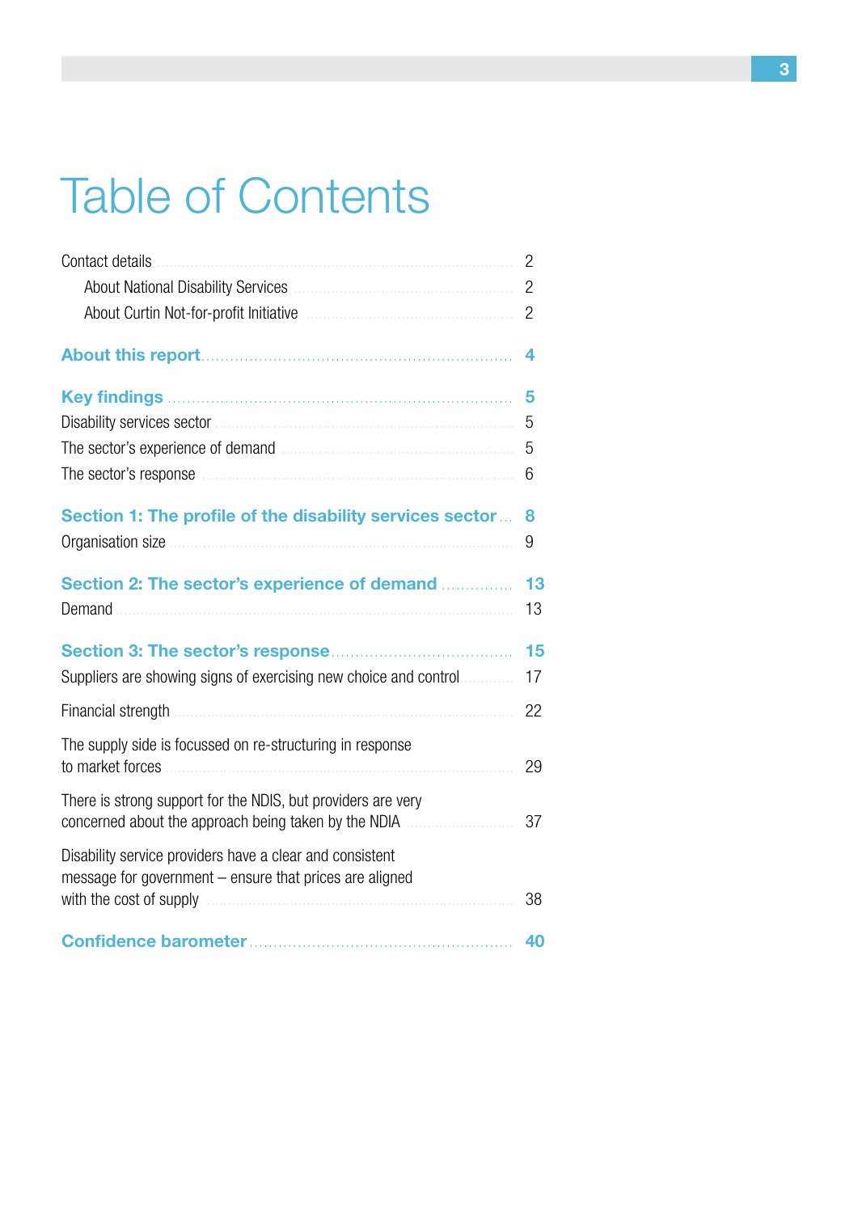# Table of Contents

| | |
|---|---|
| Contact details | 2 |
| About National Disability Services | 2 |
| About Curtin Not-for-profit Initiative | 2 |
| **About this report** | **4** |
| **Key findings** | **5** |
| Disability services sector | 5 |
| The sector's experience of demand | 5 |
| The sector's response | 6 |
| **Section 1: The profile of the disability services sector** | **8** |
| Organisation size | 9 |
| **Section 2: The sector's experience of demand** | **13** |
| Demand | 13 |
| **Section 3: The sector's response** | **15** |
| Suppliers are showing signs of exercising new choice and control | 17 |
| Financial strength | 22 |
| The supply side is focussed on re-structuring in response to market forces | 29 |
| There is strong support for the NDIS, but providers are very concerned about the approach being taken by the NDIA | 37 |
| Disability service providers have a clear and consistent message for government – ensure that prices are aligned with the cost of supply | 38 |
| **Confidence barometer** | **40** |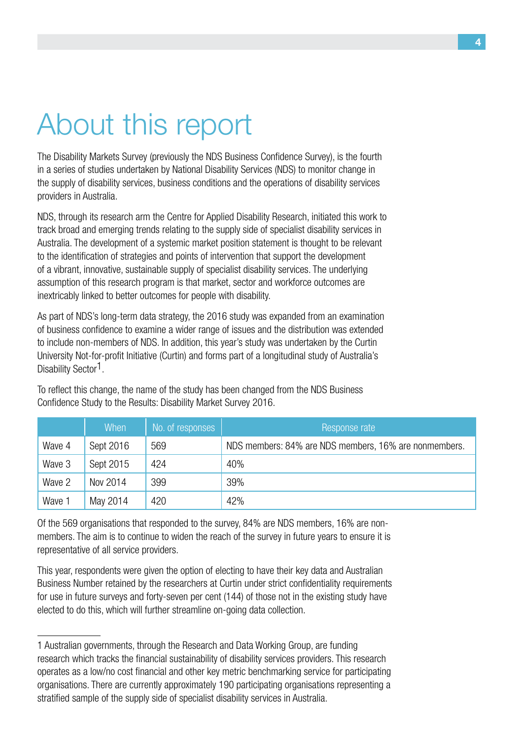# About this report

The Disability Markets Survey (previously the NDS Business Confidence Survey), is the fourth in a series of studies undertaken by National Disability Services (NDS) to monitor change in the supply of disability services, business conditions and the operations of disability services providers in Australia.

NDS, through its research arm the Centre for Applied Disability Research, initiated this work to track broad and emerging trends relating to the supply side of specialist disability services in Australia. The development of a systemic market position statement is thought to be relevant to the identification of strategies and points of intervention that support the development of a vibrant, innovative, sustainable supply of specialist disability services. The underlying assumption of this research program is that market, sector and workforce outcomes are inextricably linked to better outcomes for people with disability.

As part of NDS's long-term data strategy, the 2016 study was expanded from an examination of business confidence to examine a wider range of issues and the distribution was extended to include non-members of NDS. In addition, this year's study was undertaken by the Curtin University Not-for-profit Initiative (Curtin) and forms part of a longitudinal study of Australia's Disability Sector[1].

To reflect this change, the name of the study has been changed from the NDS Business Confidence Study to the Results: Disability Market Survey 2016.

| | When | No. of responses | Response rate |
|---|---|---|---|
| Wave 4 | Sept 2016 | 569 | NDS members: 84% are NDS members, 16% are nonmembers. |
| Wave 3 | Sept 2015 | 424 | 40% |
| Wave 2 | Nov 2014 | 399 | 39% |
| Wave 1 | May 2014 | 420 | 42% |

Of the 569 organisations that responded to the survey, 84% are NDS members, 16% are non-members. The aim is to continue to widen the reach of the survey in future years to ensure it is representative of all service providers.

This year, respondents were given the option of electing to have their key data and Australian Business Number retained by the researchers at Curtin under strict confidentiality requirements for use in future surveys and forty-seven per cent (144) of those not in the existing study have elected to do this, which will further streamline on-going data collection.

---

1 Australian governments, through the Research and Data Working Group, are funding research which tracks the financial sustainability of disability services providers. This research operates as a low/no cost financial and other key metric benchmarking service for participating organisations. There are currently approximately 190 participating organisations representing a stratified sample of the supply side of specialist disability services in Australia.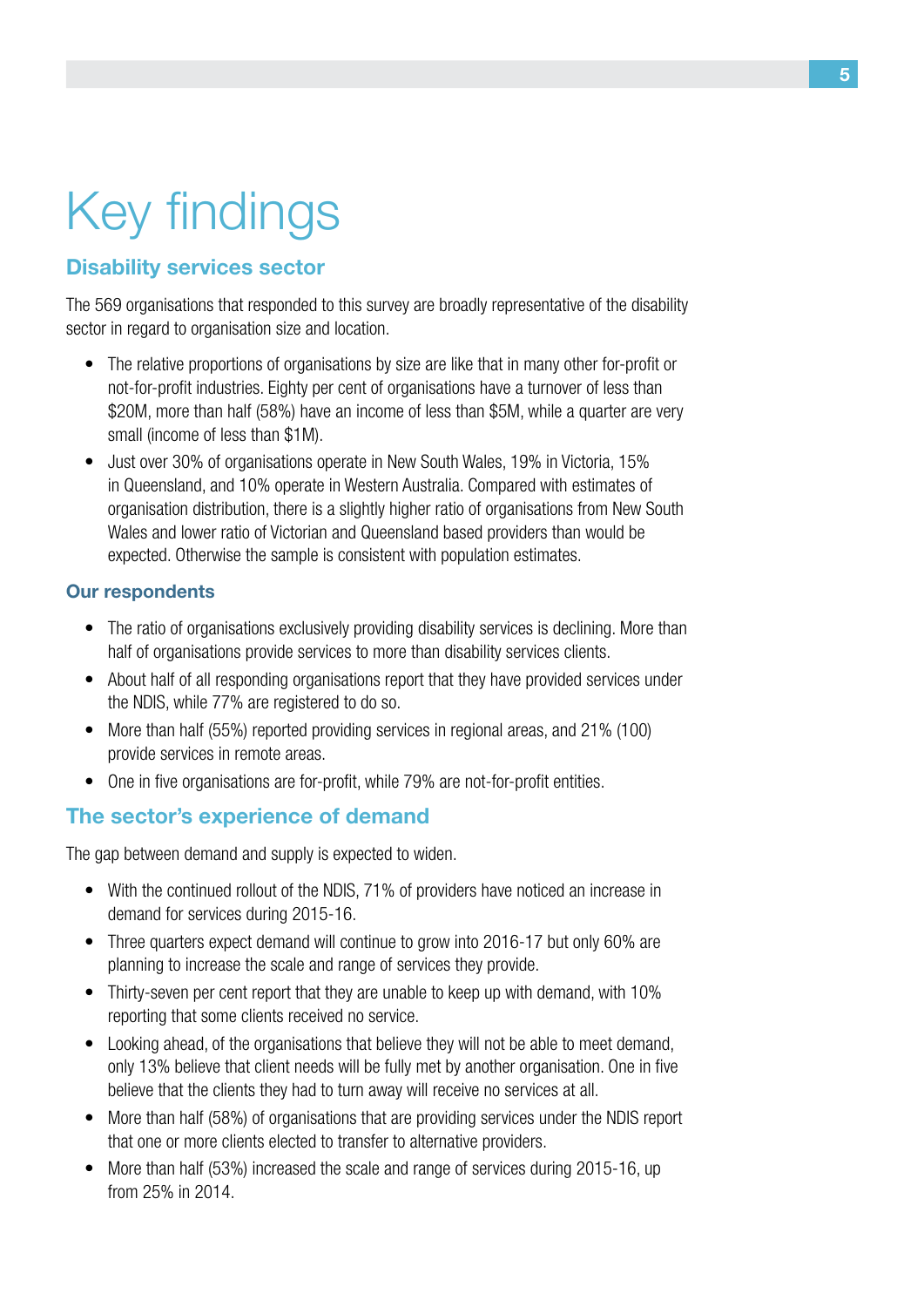# Key findings

## Disability services sector

The 569 organisations that responded to this survey are broadly representative of the disability sector in regard to organisation size and location.

- The relative proportions of organisations by size are like that in many other for-profit or not-for-profit industries. Eighty per cent of organisations have a turnover of less than $20M, more than half (58%) have an income of less than $5M, while a quarter are very small (income of less than $1M).
- Just over 30% of organisations operate in New South Wales, 19% in Victoria, 15% in Queensland, and 10% operate in Western Australia. Compared with estimates of organisation distribution, there is a slightly higher ratio of organisations from New South Wales and lower ratio of Victorian and Queensland based providers than would be expected. Otherwise the sample is consistent with population estimates.

### Our respondents

- The ratio of organisations exclusively providing disability services is declining. More than half of organisations provide services to more than disability services clients.
- About half of all responding organisations report that they have provided services under the NDIS, while 77% are registered to do so.
- More than half (55%) reported providing services in regional areas, and 21% (100) provide services in remote areas.
- One in five organisations are for-profit, while 79% are not-for-profit entities.

## The sector's experience of demand

The gap between demand and supply is expected to widen.

- With the continued rollout of the NDIS, 71% of providers have noticed an increase in demand for services during 2015-16.
- Three quarters expect demand will continue to grow into 2016-17 but only 60% are planning to increase the scale and range of services they provide.
- Thirty-seven per cent report that they are unable to keep up with demand, with 10% reporting that some clients received no service.
- Looking ahead, of the organisations that believe they will not be able to meet demand, only 13% believe that client needs will be fully met by another organisation. One in five believe that the clients they had to turn away will receive no services at all.
- More than half (58%) of organisations that are providing services under the NDIS report that one or more clients elected to transfer to alternative providers.
- More than half (53%) increased the scale and range of services during 2015-16, up from 25% in 2014.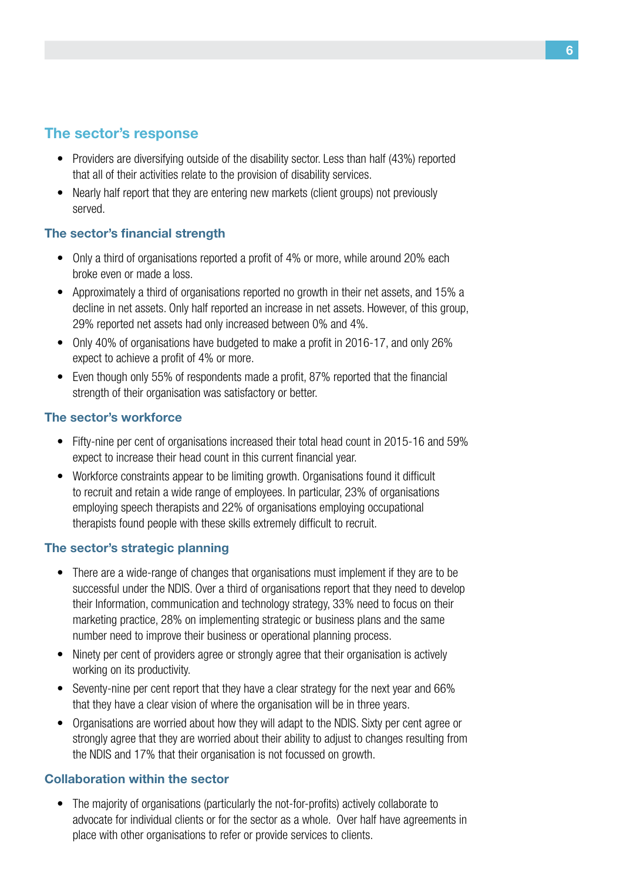## The sector's response

- Providers are diversifying outside of the disability sector. Less than half (43%) reported that all of their activities relate to the provision of disability services.
- Nearly half report that they are entering new markets (client groups) not previously served.

### The sector's financial strength

- Only a third of organisations reported a profit of 4% or more, while around 20% each broke even or made a loss.
- Approximately a third of organisations reported no growth in their net assets, and 15% a decline in net assets. Only half reported an increase in net assets. However, of this group, 29% reported net assets had only increased between 0% and 4%.
- Only 40% of organisations have budgeted to make a profit in 2016-17, and only 26% expect to achieve a profit of 4% or more.
- Even though only 55% of respondents made a profit, 87% reported that the financial strength of their organisation was satisfactory or better.

### The sector's workforce

- Fifty-nine per cent of organisations increased their total head count in 2015-16 and 59% expect to increase their head count in this current financial year.
- Workforce constraints appear to be limiting growth. Organisations found it difficult to recruit and retain a wide range of employees. In particular, 23% of organisations employing speech therapists and 22% of organisations employing occupational therapists found people with these skills extremely difficult to recruit.

### The sector's strategic planning

- There are a wide-range of changes that organisations must implement if they are to be successful under the NDIS. Over a third of organisations report that they need to develop their Information, communication and technology strategy, 33% need to focus on their marketing practice, 28% on implementing strategic or business plans and the same number need to improve their business or operational planning process.
- Ninety per cent of providers agree or strongly agree that their organisation is actively working on its productivity.
- Seventy-nine per cent report that they have a clear strategy for the next year and 66% that they have a clear vision of where the organisation will be in three years.
- Organisations are worried about how they will adapt to the NDIS. Sixty per cent agree or strongly agree that they are worried about their ability to adjust to changes resulting from the NDIS and 17% that their organisation is not focussed on growth.

### Collaboration within the sector

- The majority of organisations (particularly the not-for-profits) actively collaborate to advocate for individual clients or for the sector as a whole. Over half have agreements in place with other organisations to refer or provide services to clients.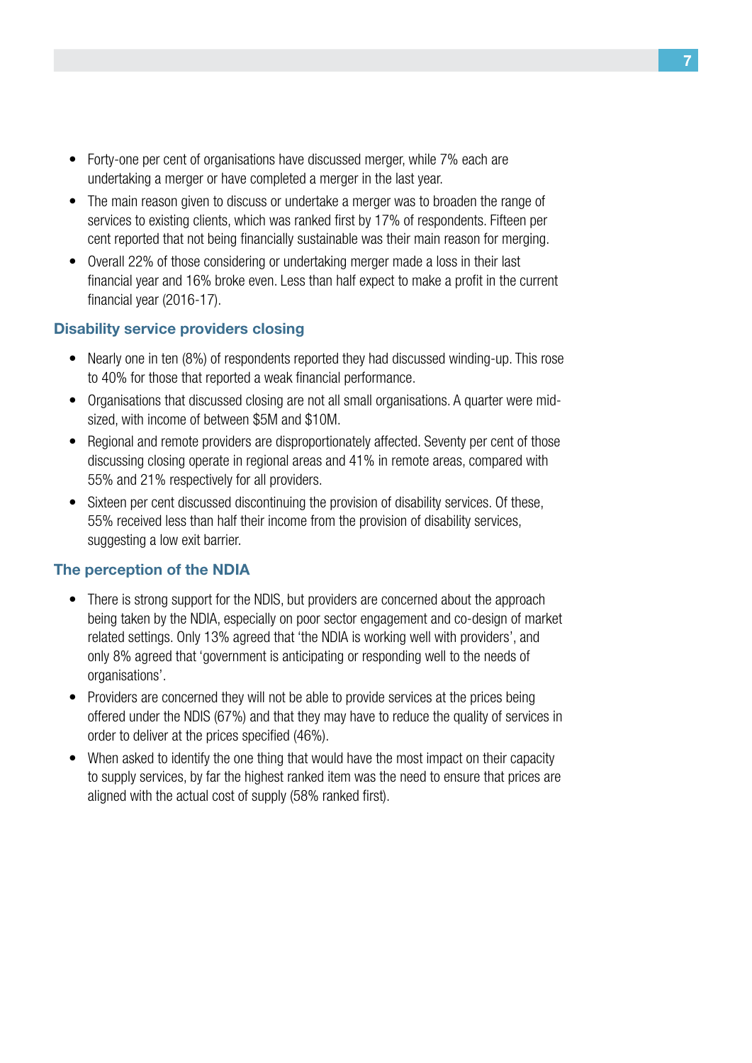- Forty-one per cent of organisations have discussed merger, while 7% each are undertaking a merger or have completed a merger in the last year.
- The main reason given to discuss or undertake a merger was to broaden the range of services to existing clients, which was ranked first by 17% of respondents. Fifteen per cent reported that not being financially sustainable was their main reason for merging.
- Overall 22% of those considering or undertaking merger made a loss in their last financial year and 16% broke even. Less than half expect to make a profit in the current financial year (2016-17).

### Disability service providers closing

- Nearly one in ten (8%) of respondents reported they had discussed winding-up. This rose to 40% for those that reported a weak financial performance.
- Organisations that discussed closing are not all small organisations. A quarter were mid-sized, with income of between $5M and $10M.
- Regional and remote providers are disproportionately affected. Seventy per cent of those discussing closing operate in regional areas and 41% in remote areas, compared with 55% and 21% respectively for all providers.
- Sixteen per cent discussed discontinuing the provision of disability services. Of these, 55% received less than half their income from the provision of disability services, suggesting a low exit barrier.

### The perception of the NDIA

- There is strong support for the NDIS, but providers are concerned about the approach being taken by the NDIA, especially on poor sector engagement and co-design of market related settings. Only 13% agreed that 'the NDIA is working well with providers', and only 8% agreed that 'government is anticipating or responding well to the needs of organisations'.
- Providers are concerned they will not be able to provide services at the prices being offered under the NDIS (67%) and that they may have to reduce the quality of services in order to deliver at the prices specified (46%).
- When asked to identify the one thing that would have the most impact on their capacity to supply services, by far the highest ranked item was the need to ensure that prices are aligned with the actual cost of supply (58% ranked first).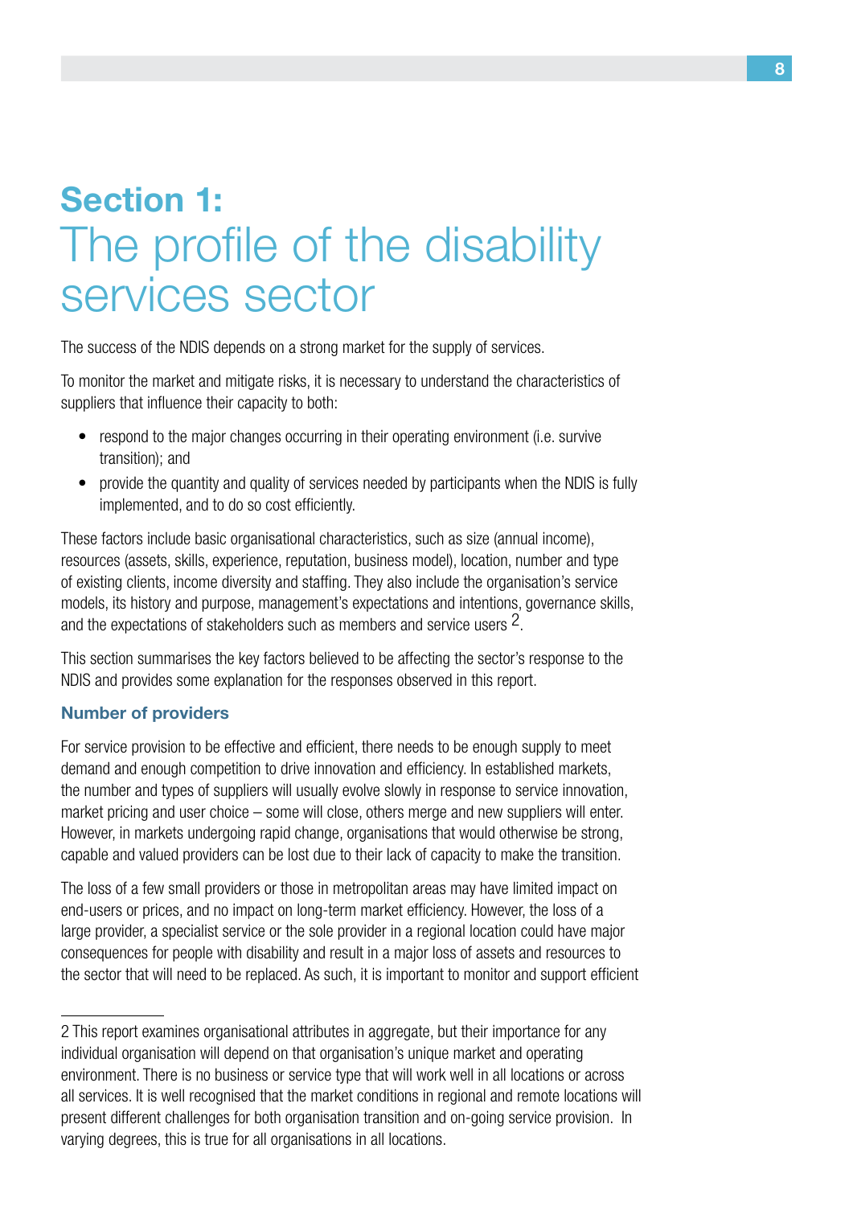# Section 1: The profile of the disability services sector

The success of the NDIS depends on a strong market for the supply of services.

To monitor the market and mitigate risks, it is necessary to understand the characteristics of suppliers that influence their capacity to both:

- respond to the major changes occurring in their operating environment (i.e. survive transition); and
- provide the quantity and quality of services needed by participants when the NDIS is fully implemented, and to do so cost efficiently.

These factors include basic organisational characteristics, such as size (annual income), resources (assets, skills, experience, reputation, business model), location, number and type of existing clients, income diversity and staffing. They also include the organisation's service models, its history and purpose, management's expectations and intentions, governance skills, and the expectations of stakeholders such as members and service users [2].

This section summarises the key factors believed to be affecting the sector's response to the NDIS and provides some explanation for the responses observed in this report.

### Number of providers

For service provision to be effective and efficient, there needs to be enough supply to meet demand and enough competition to drive innovation and efficiency. In established markets, the number and types of suppliers will usually evolve slowly in response to service innovation, market pricing and user choice – some will close, others merge and new suppliers will enter. However, in markets undergoing rapid change, organisations that would otherwise be strong, capable and valued providers can be lost due to their lack of capacity to make the transition.

The loss of a few small providers or those in metropolitan areas may have limited impact on end-users or prices, and no impact on long-term market efficiency. However, the loss of a large provider, a specialist service or the sole provider in a regional location could have major consequences for people with disability and result in a major loss of assets and resources to the sector that will need to be replaced. As such, it is important to monitor and support efficient

---

2 This report examines organisational attributes in aggregate, but their importance for any individual organisation will depend on that organisation's unique market and operating environment. There is no business or service type that will work well in all locations or across all services. It is well recognised that the market conditions in regional and remote locations will present different challenges for both organisation transition and on-going service provision. In varying degrees, this is true for all organisations in all locations.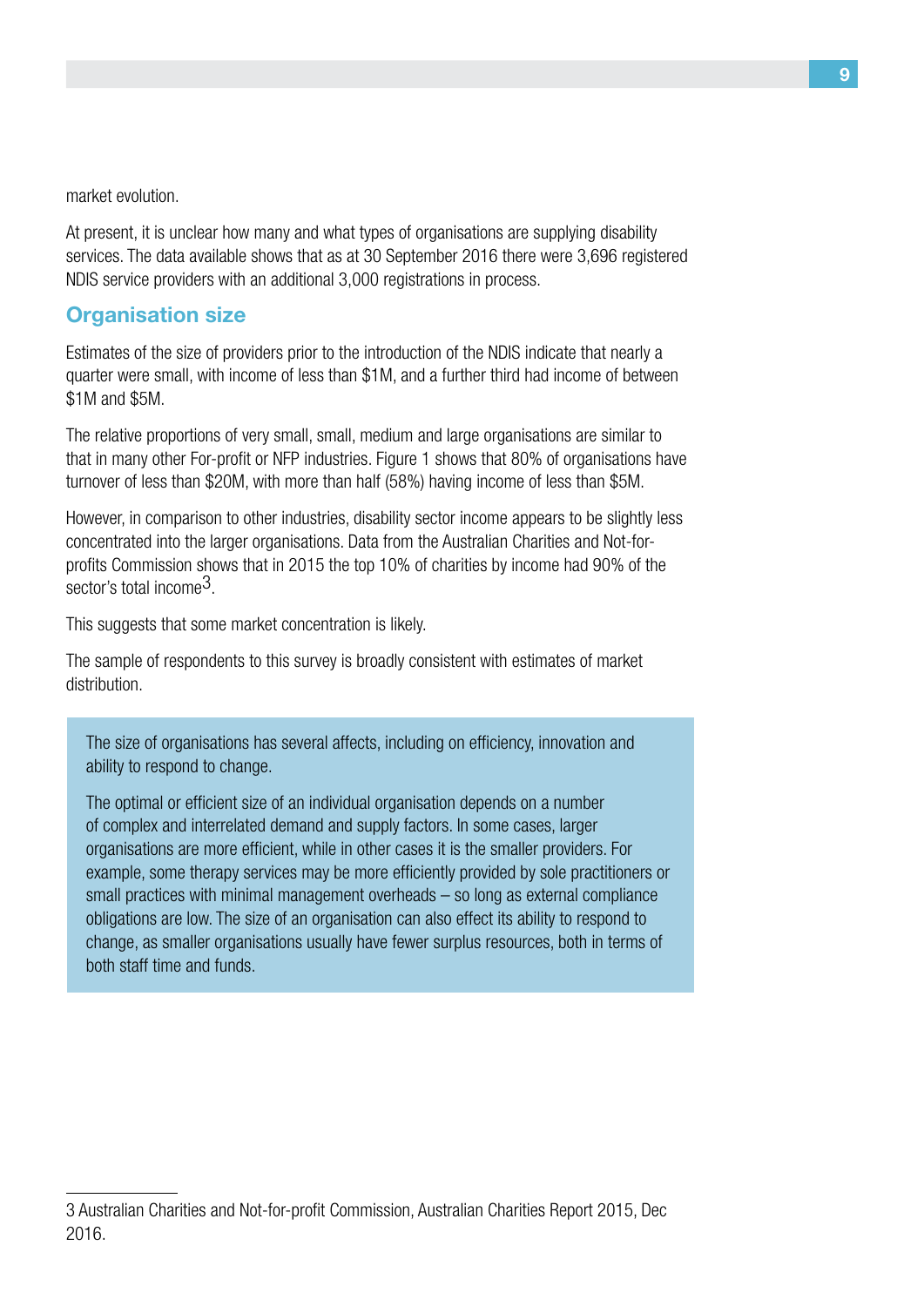market evolution.

At present, it is unclear how many and what types of organisations are supplying disability services. The data available shows that as at 30 September 2016 there were 3,696 registered NDIS service providers with an additional 3,000 registrations in process.

## Organisation size

Estimates of the size of providers prior to the introduction of the NDIS indicate that nearly a quarter were small, with income of less than $1M, and a further third had income of between $1M and $5M.

The relative proportions of very small, small, medium and large organisations are similar to that in many other For-profit or NFP industries. Figure 1 shows that 80% of organisations have turnover of less than $20M, with more than half (58%) having income of less than $5M.

However, in comparison to other industries, disability sector income appears to be slightly less concentrated into the larger organisations. Data from the Australian Charities and Not-for-profits Commission shows that in 2015 the top 10% of charities by income had 90% of the sector's total income[3].

This suggests that some market concentration is likely.

The sample of respondents to this survey is broadly consistent with estimates of market distribution.

> The size of organisations has several affects, including on efficiency, innovation and ability to respond to change.
>
> The optimal or efficient size of an individual organisation depends on a number of complex and interrelated demand and supply factors. In some cases, larger organisations are more efficient, while in other cases it is the smaller providers. For example, some therapy services may be more efficiently provided by sole practitioners or small practices with minimal management overheads – so long as external compliance obligations are low. The size of an organisation can also effect its ability to respond to change, as smaller organisations usually have fewer surplus resources, both in terms of both staff time and funds.

---

3 Australian Charities and Not-for-profit Commission, Australian Charities Report 2015, Dec 2016.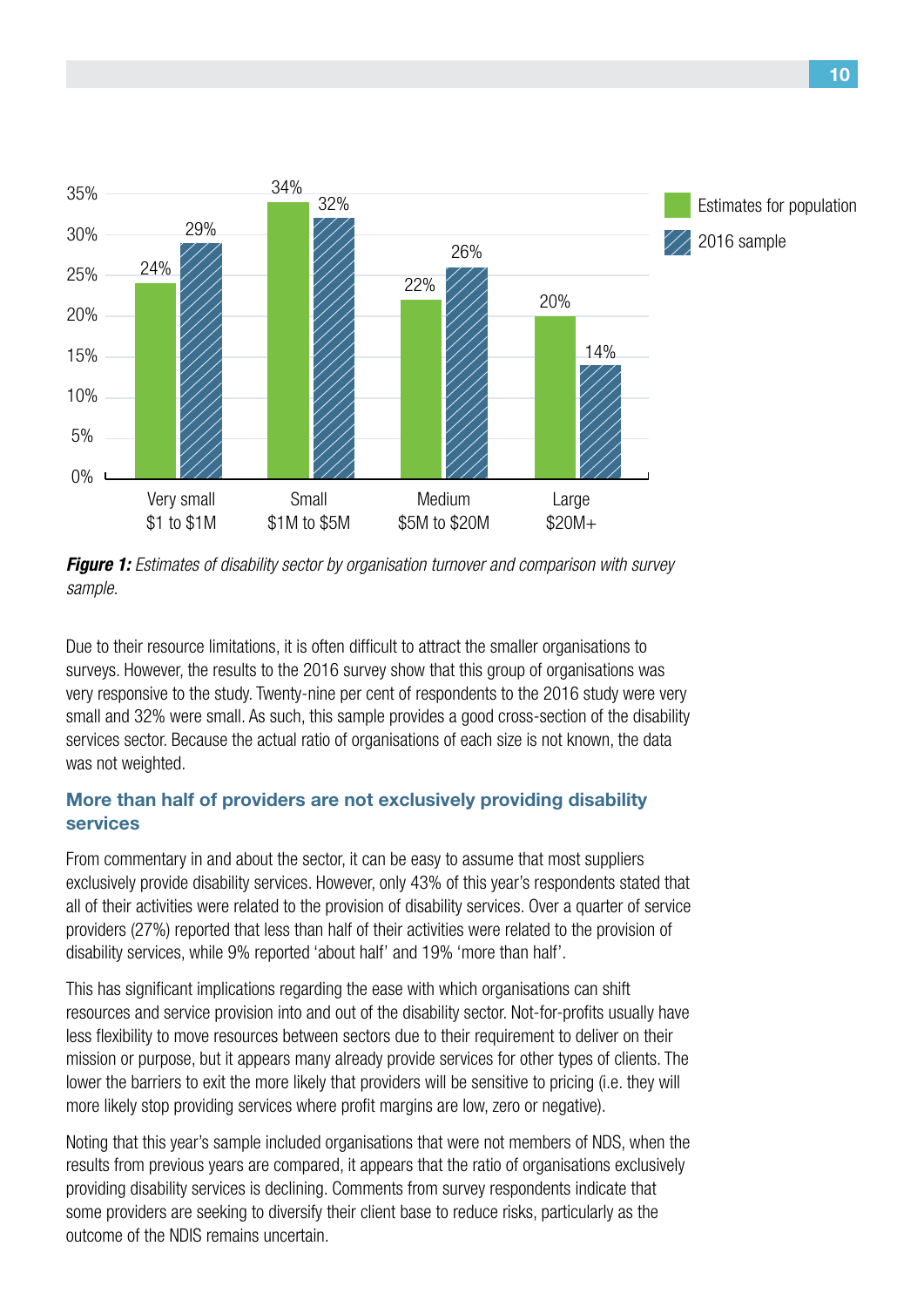| | Estimates for population | 2016 sample |
|---|---|---|
| Very small $1 to $1M | 24% | 29% |
| Small $1M to $5M | 34% | 32% |
| Medium $5M to $20M | 22% | 26% |
| Large $20M+ | 20% | 14% |

***Figure 1:*** *Estimates of disability sector by organisation turnover and comparison with survey sample.*

Due to their resource limitations, it is often difficult to attract the smaller organisations to surveys. However, the results to the 2016 survey show that this group of organisations was very responsive to the study. Twenty-nine per cent of respondents to the 2016 study were very small and 32% were small. As such, this sample provides a good cross-section of the disability services sector. Because the actual ratio of organisations of each size is not known, the data was not weighted.

## More than half of providers are not exclusively providing disability services

From commentary in and about the sector, it can be easy to assume that most suppliers exclusively provide disability services. However, only 43% of this year's respondents stated that all of their activities were related to the provision of disability services. Over a quarter of service providers (27%) reported that less than half of their activities were related to the provision of disability services, while 9% reported 'about half' and 19% 'more than half'.

This has significant implications regarding the ease with which organisations can shift resources and service provision into and out of the disability sector. Not-for-profits usually have less flexibility to move resources between sectors due to their requirement to deliver on their mission or purpose, but it appears many already provide services for other types of clients. The lower the barriers to exit the more likely that providers will be sensitive to pricing (i.e. they will more likely stop providing services where profit margins are low, zero or negative).

Noting that this year's sample included organisations that were not members of NDS, when the results from previous years are compared, it appears that the ratio of organisations exclusively providing disability services is declining. Comments from survey respondents indicate that some providers are seeking to diversify their client base to reduce risks, particularly as the outcome of the NDIS remains uncertain.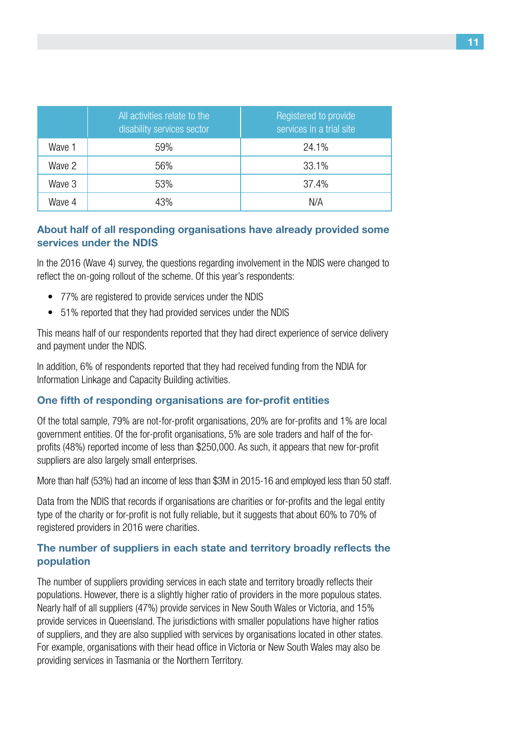| | All activities relate to the disability services sector | Registered to provide services in a trial site |
|---|---|---|
| Wave 1 | 59% | 24.1% |
| Wave 2 | 56% | 33.1% |
| Wave 3 | 53% | 37.4% |
| Wave 4 | 43% | N/A |

### About half of all responding organisations have already provided some services under the NDIS

In the 2016 (Wave 4) survey, the questions regarding involvement in the NDIS were changed to reflect the on-going rollout of the scheme. Of this year's respondents:

- 77% are registered to provide services under the NDIS
- 51% reported that they had provided services under the NDIS

This means half of our respondents reported that they had direct experience of service delivery and payment under the NDIS.

In addition, 6% of respondents reported that they had received funding from the NDIA for Information Linkage and Capacity Building activities.

### One fifth of responding organisations are for-profit entities

Of the total sample, 79% are not-for-profit organisations, 20% are for-profits and 1% are local government entities. Of the for-profit organisations, 5% are sole traders and half of the for-profits (48%) reported income of less than $250,000. As such, it appears that new for-profit suppliers are also largely small enterprises.

More than half (53%) had an income of less than $3M in 2015-16 and employed less than 50 staff.

Data from the NDIS that records if organisations are charities or for-profits and the legal entity type of the charity or for-profit is not fully reliable, but it suggests that about 60% to 70% of registered providers in 2016 were charities.

### The number of suppliers in each state and territory broadly reflects the population

The number of suppliers providing services in each state and territory broadly reflects their populations. However, there is a slightly higher ratio of providers in the more populous states. Nearly half of all suppliers (47%) provide services in New South Wales or Victoria, and 15% provide services in Queensland. The jurisdictions with smaller populations have higher ratios of suppliers, and they are also supplied with services by organisations located in other states. For example, organisations with their head office in Victoria or New South Wales may also be providing services in Tasmania or the Northern Territory.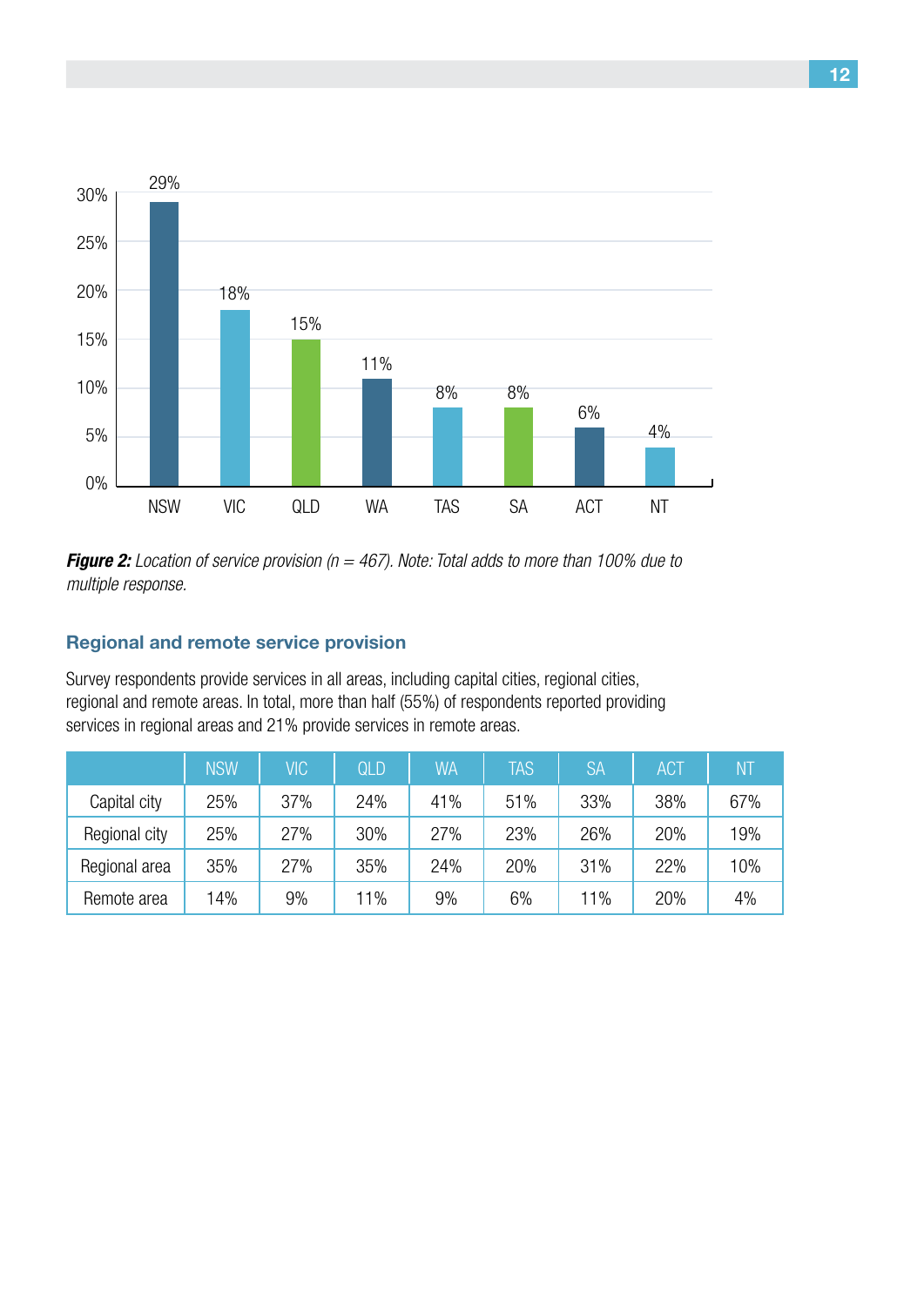| | NSW | VIC | QLD | WA | TAS | SA | ACT | NT |
|---|---|---|---|---|---|---|---|---|
| Location of service provision | 29% | 18% | 15% | 11% | 8% | 8% | 6% | 4% |

***Figure 2:*** *Location of service provision (n = 467). Note: Total adds to more than 100% due to multiple response.*

## Regional and remote service provision

Survey respondents provide services in all areas, including capital cities, regional cities, regional and remote areas. In total, more than half (55%) of respondents reported providing services in regional areas and 21% provide services in remote areas.

| | NSW | VIC | QLD | WA | TAS | SA | ACT | NT |
|---|---|---|---|---|---|---|---|---|
| Capital city | 25% | 37% | 24% | 41% | 51% | 33% | 38% | 67% |
| Regional city | 25% | 27% | 30% | 27% | 23% | 26% | 20% | 19% |
| Regional area | 35% | 27% | 35% | 24% | 20% | 31% | 22% | 10% |
| Remote area | 14% | 9% | 11% | 9% | 6% | 11% | 20% | 4% |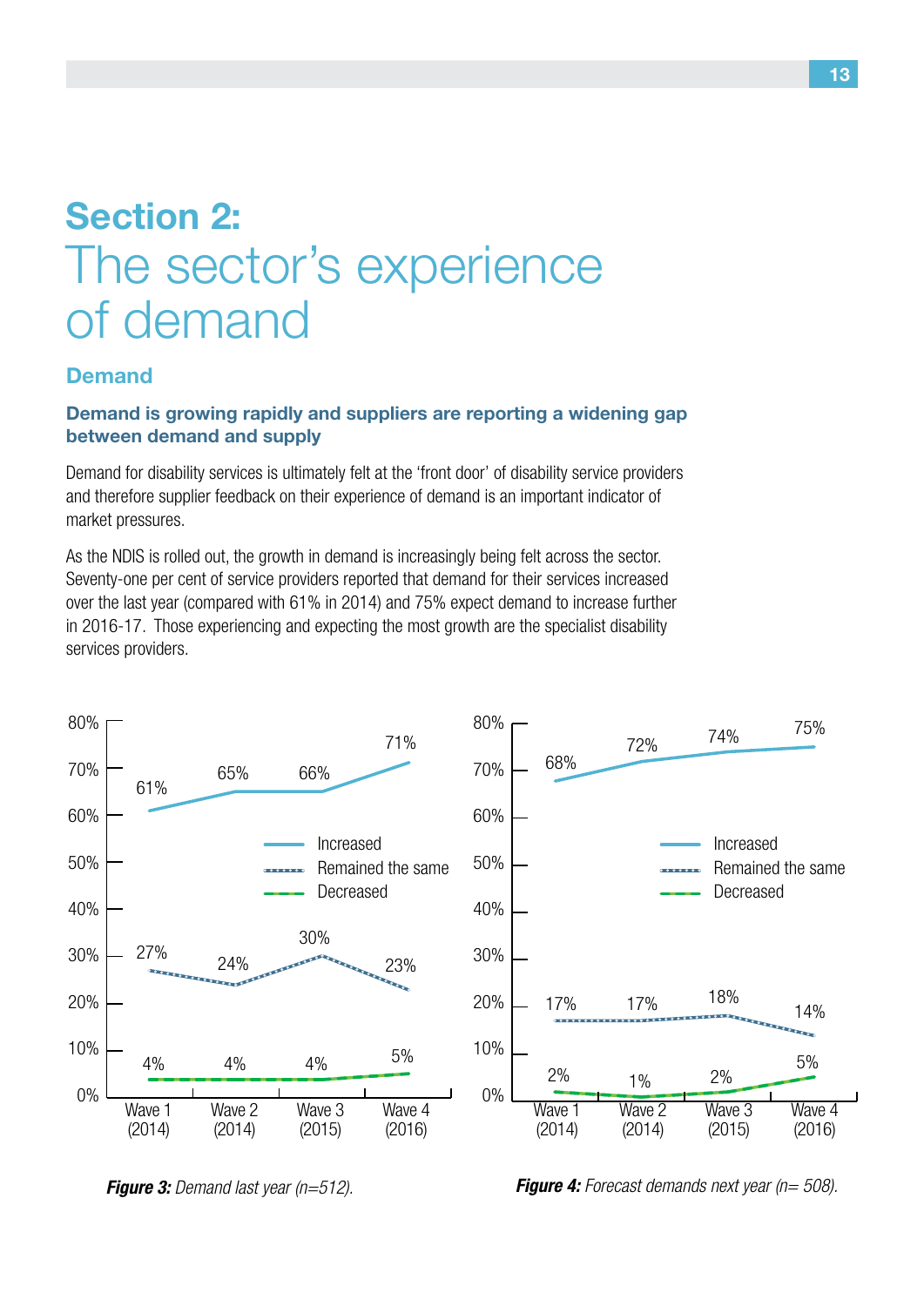# Section 2:
# The sector's experience of demand

## Demand

### Demand is growing rapidly and suppliers are reporting a widening gap between demand and supply

Demand for disability services is ultimately felt at the 'front door' of disability service providers and therefore supplier feedback on their experience of demand is an important indicator of market pressures.

As the NDIS is rolled out, the growth in demand is increasingly being felt across the sector. Seventy-one per cent of service providers reported that demand for their services increased over the last year (compared with 61% in 2014) and 75% expect demand to increase further in 2016-17. Those experiencing and expecting the most growth are the specialist disability services providers.

| | Wave 1 (2014) | Wave 2 (2014) | Wave 3 (2015) | Wave 4 (2016) |
|---|---|---|---|---|
| Increased | 61% | 65% | 66% | 71% |
| Remained the same | 27% | 24% | 30% | 23% |
| Decreased | 4% | 4% | 4% | 5% |

***Figure 3:*** *Demand last year (n=512).*

| | Wave 1 (2014) | Wave 2 (2014) | Wave 3 (2015) | Wave 4 (2016) |
|---|---|---|---|---|
| Increased | 68% | 72% | 74% | 75% |
| Remained the same | 17% | 17% | 18% | 14% |
| Decreased | 2% | 1% | 2% | 5% |

***Figure 4:*** *Forecast demands next year (n= 508).*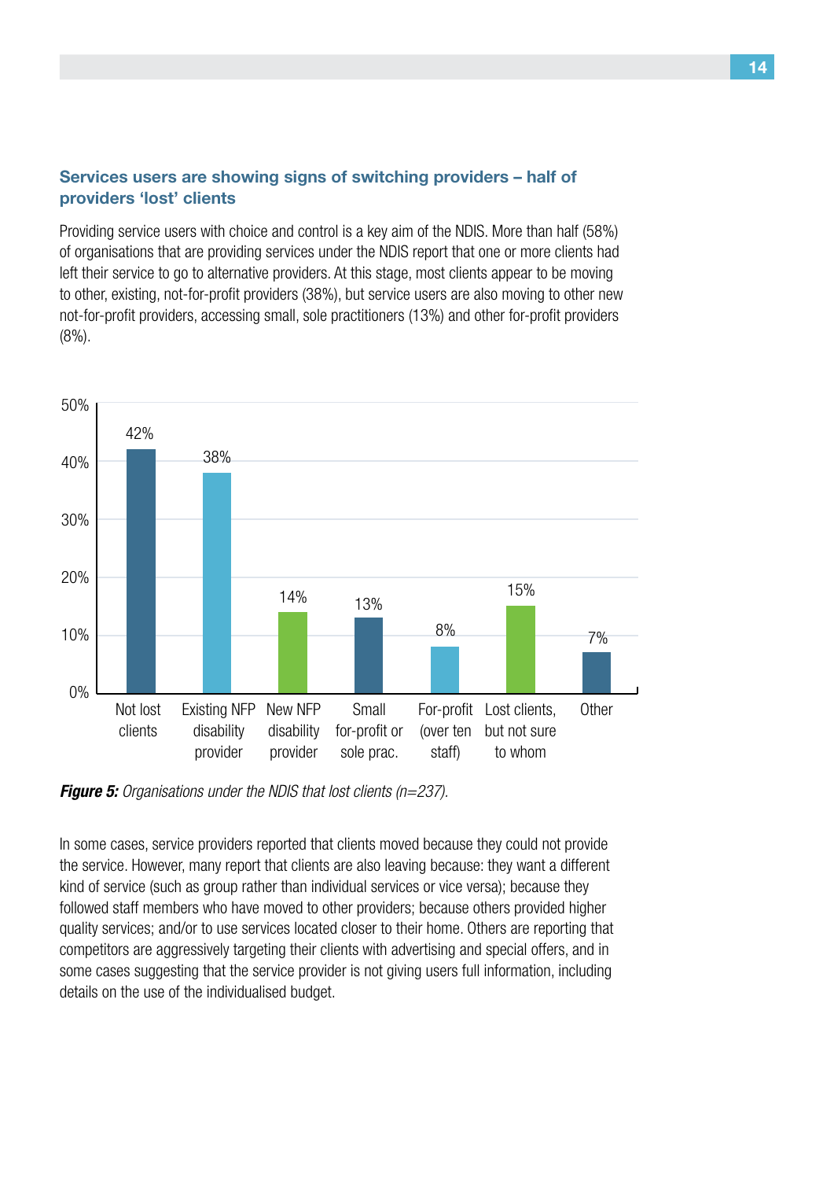## Services users are showing signs of switching providers – half of providers 'lost' clients

Providing service users with choice and control is a key aim of the NDIS. More than half (58%) of organisations that are providing services under the NDIS report that one or more clients had left their service to go to alternative providers. At this stage, most clients appear to be moving to other, existing, not-for-profit providers (38%), but service users are also moving to other new not-for-profit providers, accessing small, sole practitioners (13%) and other for-profit providers (8%).

| Category | Percentage |
| --- | --- |
| Not lost clients | 42% |
| Existing NFP disability provider | 38% |
| New NFP disability provider | 14% |
| Small for-profit or sole prac. | 13% |
| For-profit (over ten staff) | 8% |
| Lost clients, but not sure to whom | 15% |
| Other | 7% |

***Figure 5:*** *Organisations under the NDIS that lost clients (n=237).*

In some cases, service providers reported that clients moved because they could not provide the service. However, many report that clients are also leaving because: they want a different kind of service (such as group rather than individual services or vice versa); because they followed staff members who have moved to other providers; because others provided higher quality services; and/or to use services located closer to their home. Others are reporting that competitors are aggressively targeting their clients with advertising and special offers, and in some cases suggesting that the service provider is not giving users full information, including details on the use of the individualised budget.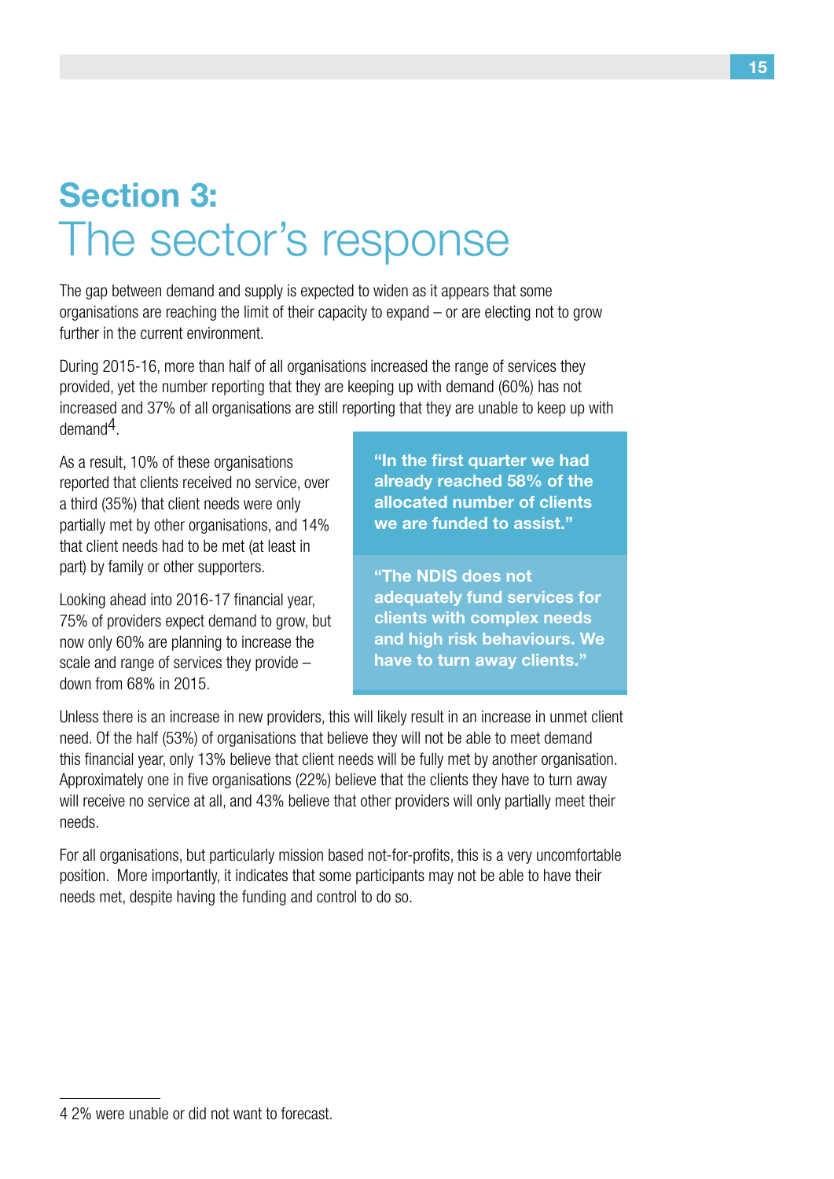# Section 3: The sector's response

The gap between demand and supply is expected to widen as it appears that some organisations are reaching the limit of their capacity to expand – or are electing not to grow further in the current environment.

During 2015-16, more than half of all organisations increased the range of services they provided, yet the number reporting that they are keeping up with demand (60%) has not increased and 37% of all organisations are still reporting that they are unable to keep up with demand[4].

As a result, 10% of these organisations reported that clients received no service, over a third (35%) that client needs were only partially met by other organisations, and 14% that client needs had to be met (at least in part) by family or other supporters.

Looking ahead into 2016-17 financial year, 75% of providers expect demand to grow, but now only 60% are planning to increase the scale and range of services they provide – down from 68% in 2015.

> **"In the first quarter we had already reached 58% of the allocated number of clients we are funded to assist."**

> **"The NDIS does not adequately fund services for clients with complex needs and high risk behaviours. We have to turn away clients."**

Unless there is an increase in new providers, this will likely result in an increase in unmet client need. Of the half (53%) of organisations that believe they will not be able to meet demand this financial year, only 13% believe that client needs will be fully met by another organisation. Approximately one in five organisations (22%) believe that the clients they have to turn away will receive no service at all, and 43% believe that other providers will only partially meet their needs.

For all organisations, but particularly mission based not-for-profits, this is a very uncomfortable position. More importantly, it indicates that some participants may not be able to have their needs met, despite having the funding and control to do so.

---

4 2% were unable or did not want to forecast.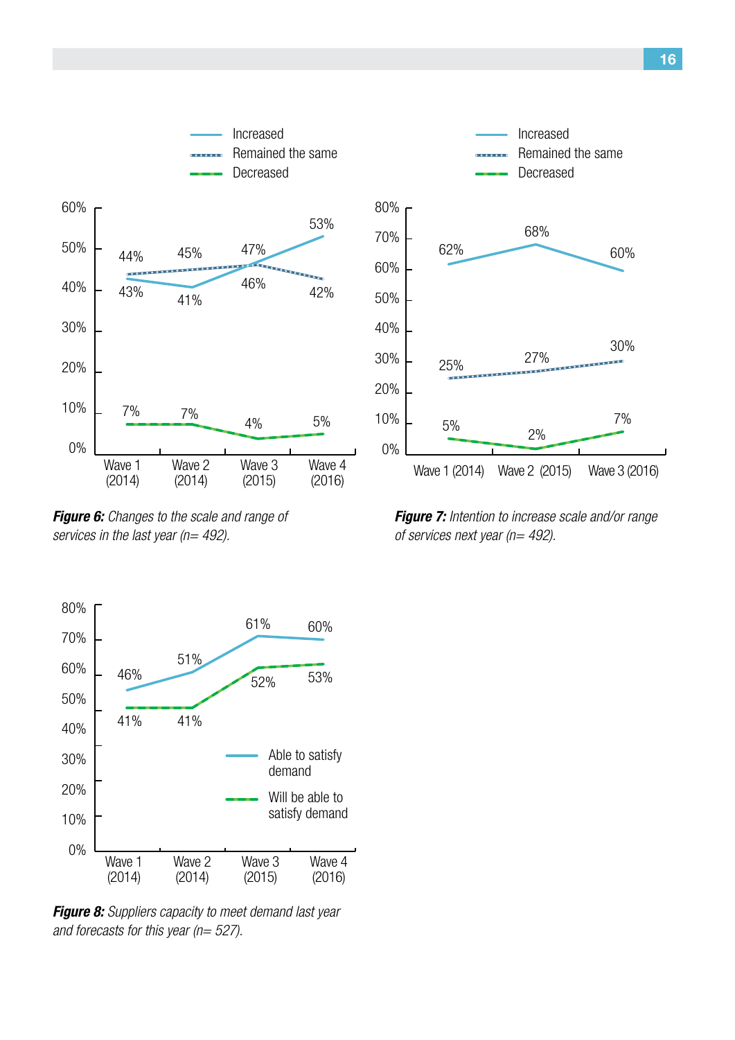**Figure 6:** *Changes to the scale and range of services in the last year (n= 492).*

**Figure 7:** *Intention to increase scale and/or range of services next year (n= 492).*

**Figure 8:** *Suppliers capacity to meet demand last year and forecasts for this year (n= 527).*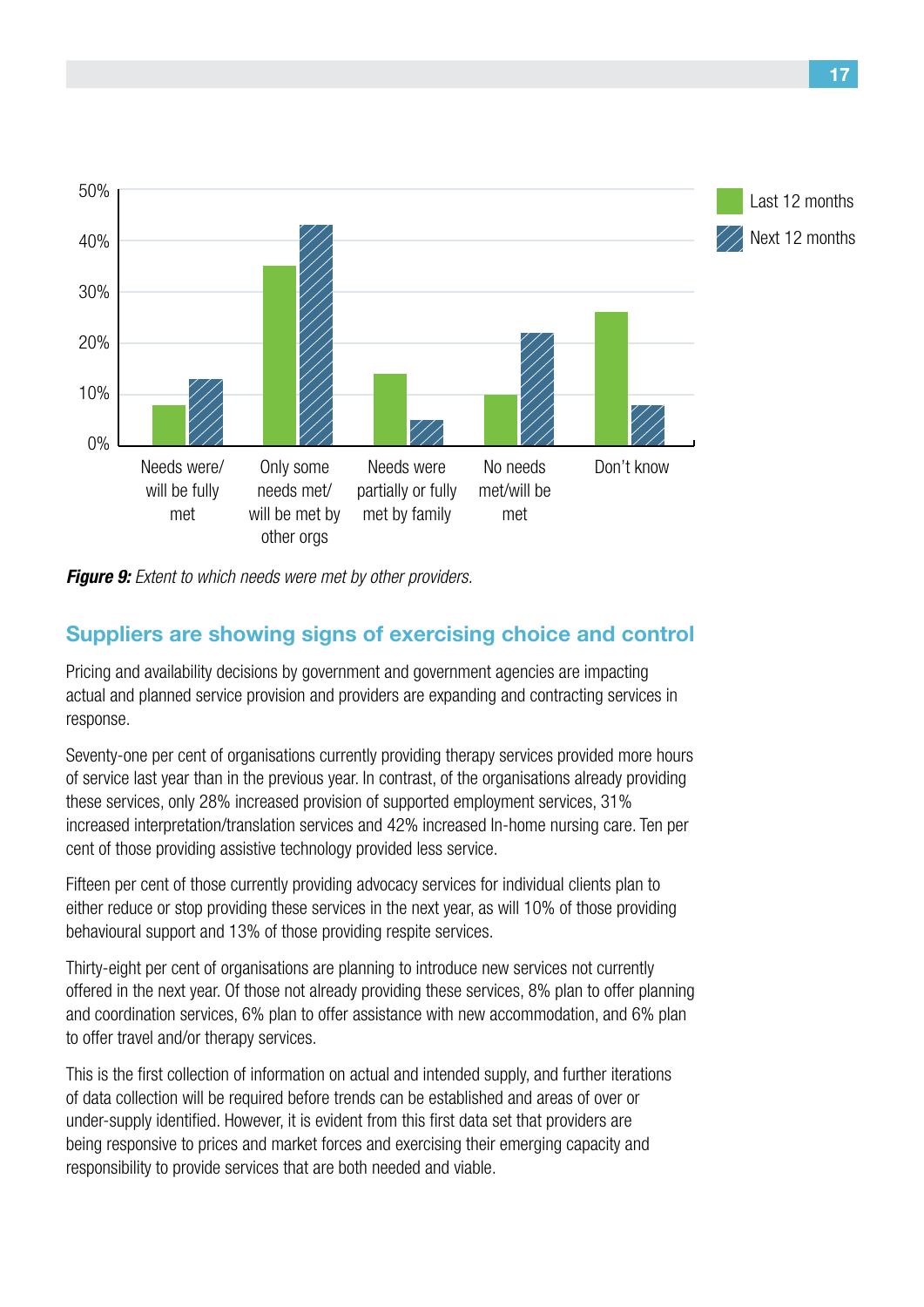*Figure 9: Extent to which needs were met by other providers.*

## Suppliers are showing signs of exercising choice and control

Pricing and availability decisions by government and government agencies are impacting actual and planned service provision and providers are expanding and contracting services in response.

Seventy-one per cent of organisations currently providing therapy services provided more hours of service last year than in the previous year. In contrast, of the organisations already providing these services, only 28% increased provision of supported employment services, 31% increased interpretation/translation services and 42% increased In-home nursing care. Ten per cent of those providing assistive technology provided less service.

Fifteen per cent of those currently providing advocacy services for individual clients plan to either reduce or stop providing these services in the next year, as will 10% of those providing behavioural support and 13% of those providing respite services.

Thirty-eight per cent of organisations are planning to introduce new services not currently offered in the next year. Of those not already providing these services, 8% plan to offer planning and coordination services, 6% plan to offer assistance with new accommodation, and 6% plan to offer travel and/or therapy services.

This is the first collection of information on actual and intended supply, and further iterations of data collection will be required before trends can be established and areas of over or under-supply identified. However, it is evident from this first data set that providers are being responsive to prices and market forces and exercising their emerging capacity and responsibility to provide services that are both needed and viable.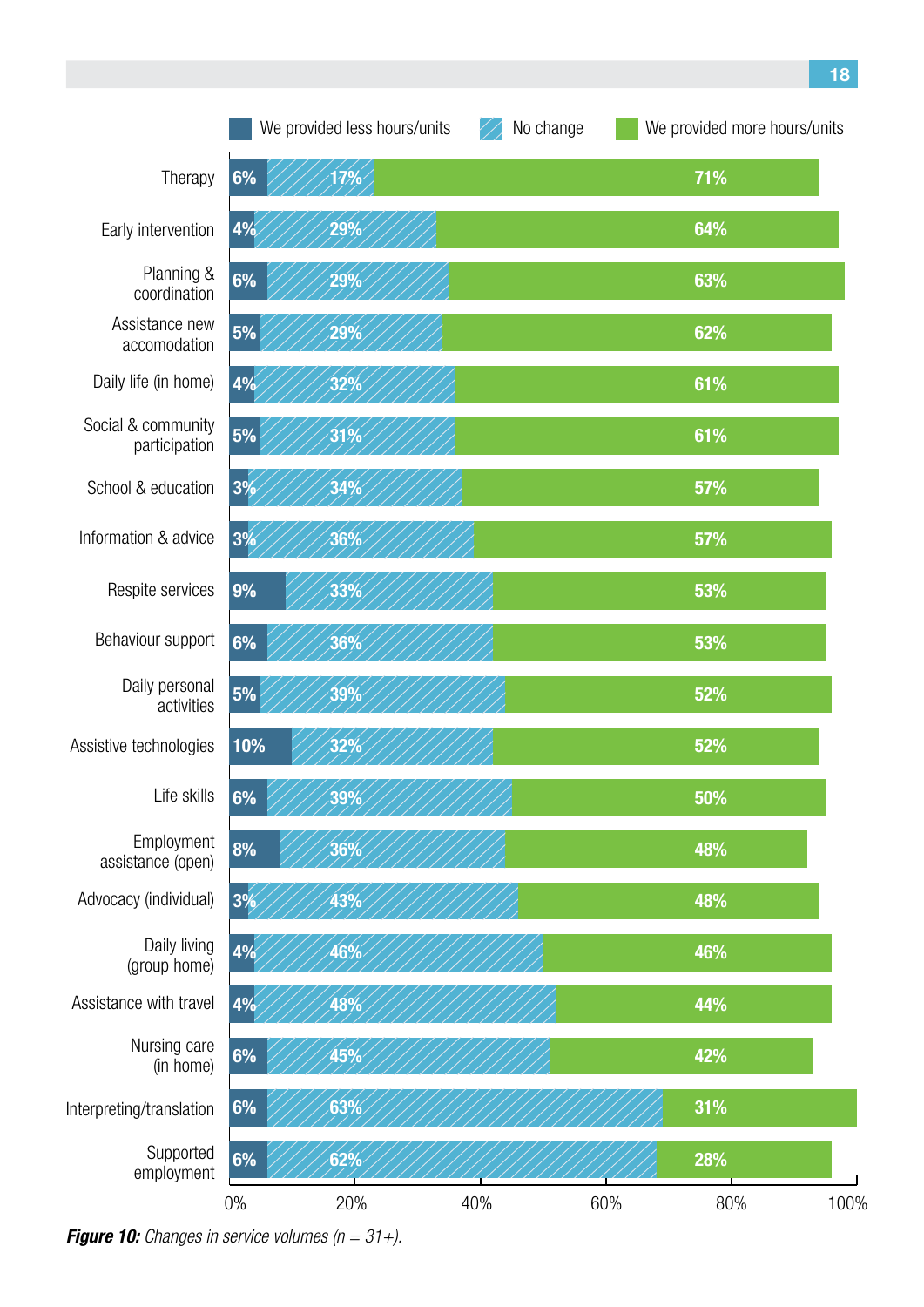| Service | We provided less hours/units | No change | We provided more hours/units |
|---|---|---|---|
| Therapy | 6% | 17% | 71% |
| Early intervention | 4% | 29% | 64% |
| Planning & coordination | 6% | 29% | 63% |
| Assistance new accomodation | 5% | 29% | 62% |
| Daily life (in home) | 4% | 32% | 61% |
| Social & community participation | 5% | 31% | 61% |
| School & education | 3% | 34% | 57% |
| Information & advice | 3% | 36% | 57% |
| Respite services | 9% | 33% | 53% |
| Behaviour support | 6% | 36% | 53% |
| Daily personal activities | 5% | 39% | 52% |
| Assistive technologies | 10% | 32% | 52% |
| Life skills | 6% | 39% | 50% |
| Employment assistance (open) | 8% | 36% | 48% |
| Advocacy (individual) | 3% | 43% | 48% |
| Daily living (group home) | 4% | 46% | 46% |
| Assistance with travel | 4% | 48% | 44% |
| Nursing care (in home) | 6% | 45% | 42% |
| Interpreting/translation | 6% | 63% | 31% |
| Supported employment | 6% | 62% | 28% |

***Figure 10:*** *Changes in service volumes (n = 31+).*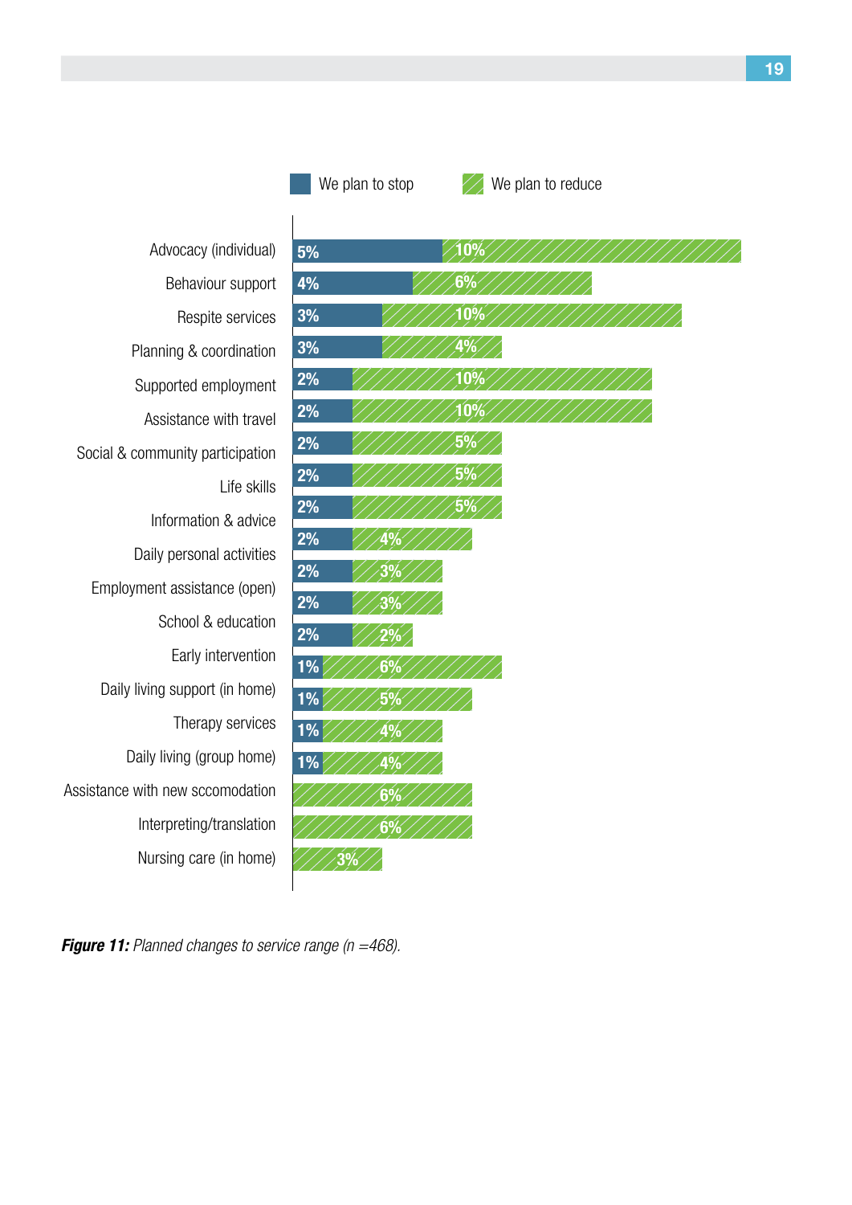| Service | We plan to stop | We plan to reduce |
|---|---|---|
| Advocacy (individual) | 5% | 10% |
| Behaviour support | 4% | 6% |
| Respite services | 3% | 10% |
| Planning & coordination | 3% | 4% |
| Supported employment | 2% | 10% |
| Assistance with travel | 2% | 10% |
| Social & community participation | 2% | 5% |
| Life skills | 2% | 5% |
| Information & advice | 2% | 5% |
| Daily personal activities | 2% | 4% |
| Employment assistance (open) | 2% | 3% |
| School & education | 2% | 3% |
| Early intervention | 2% | 2% |
| Daily living support (in home) | 1% | 6% |
| Therapy services | 1% | 5% |
| Daily living (group home) | 1% | 4% |
| Assistance with new sccomodation | 1% | 4% |
| Interpreting/translation | | 6% |
| Nursing care (in home) | | 6% |
| | | 3% |

***Figure 11:*** *Planned changes to service range (n =468).*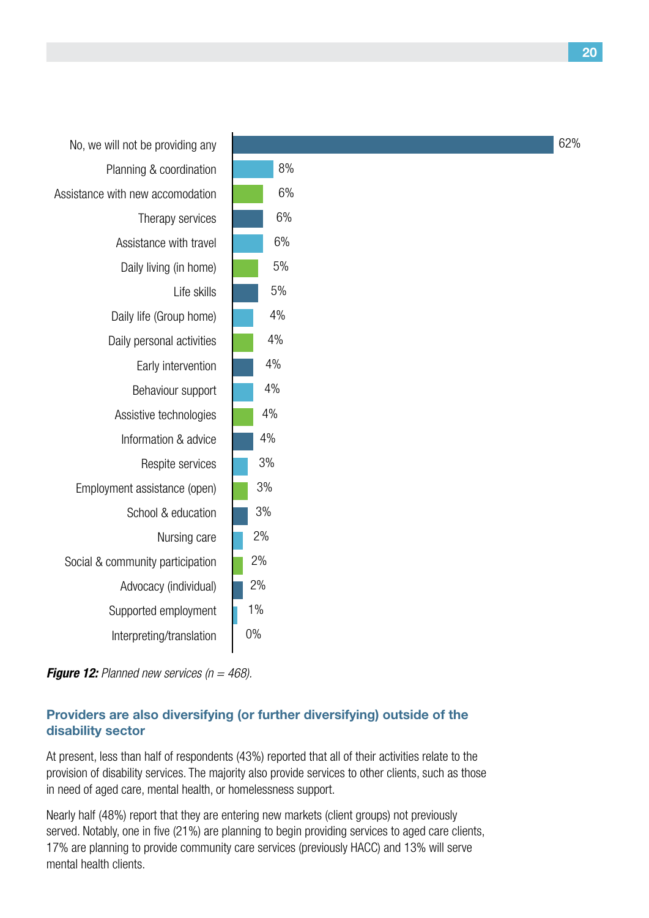| Planned new service | % |
|---|---|
| No, we will not be providing any | 62% |
| Planning & coordination | 8% |
| Assistance with new accomodation | 6% |
| Therapy services | 6% |
| Assistance with travel | 6% |
| Daily living (in home) | 5% |
| Life skills | 5% |
| Daily life (Group home) | 4% |
| Daily personal activities | 4% |
| Early intervention | 4% |
| Behaviour support | 4% |
| Assistive technologies | 4% |
| Information & advice | 4% |
| Respite services | 3% |
| Employment assistance (open) | 3% |
| School & education | 3% |
| Nursing care | 2% |
| Social & community participation | 2% |
| Advocacy (individual) | 2% |
| Supported employment | 1% |
| Interpreting/translation | 0% |

***Figure 12:*** *Planned new services (n = 468).*

### Providers are also diversifying (or further diversifying) outside of the disability sector

At present, less than half of respondents (43%) reported that all of their activities relate to the provision of disability services. The majority also provide services to other clients, such as those in need of aged care, mental health, or homelessness support.

Nearly half (48%) report that they are entering new markets (client groups) not previously served. Notably, one in five (21%) are planning to begin providing services to aged care clients, 17% are planning to provide community care services (previously HACC) and 13% will serve mental health clients.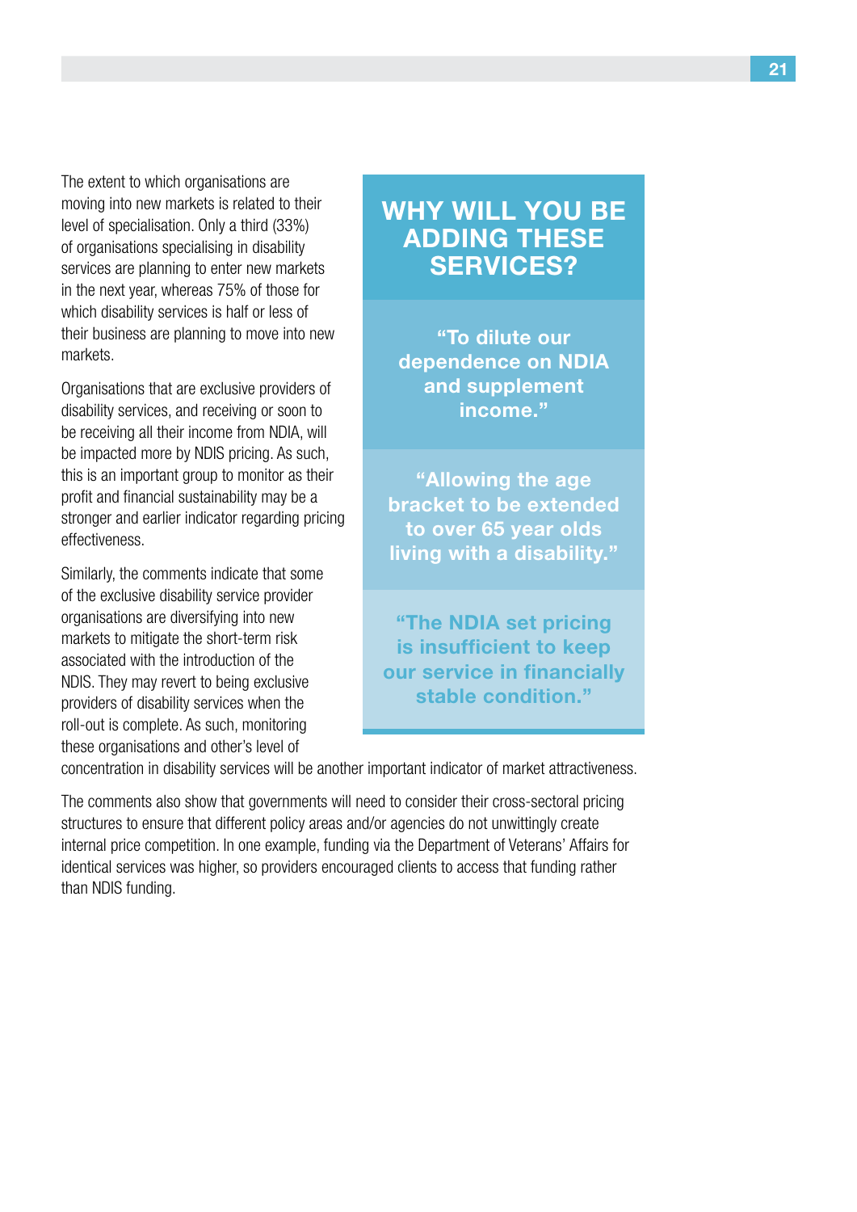The extent to which organisations are moving into new markets is related to their level of specialisation. Only a third (33%) of organisations specialising in disability services are planning to enter new markets in the next year, whereas 75% of those for which disability services is half or less of their business are planning to move into new markets.

Organisations that are exclusive providers of disability services, and receiving or soon to be receiving all their income from NDIA, will be impacted more by NDIS pricing. As such, this is an important group to monitor as their profit and financial sustainability may be a stronger and earlier indicator regarding pricing effectiveness.

Similarly, the comments indicate that some of the exclusive disability service provider organisations are diversifying into new markets to mitigate the short-term risk associated with the introduction of the NDIS. They may revert to being exclusive providers of disability services when the roll-out is complete. As such, monitoring these organisations and other's level of concentration in disability services will be another important indicator of market attractiveness.

The comments also show that governments will need to consider their cross-sectoral pricing structures to ensure that different policy areas and/or agencies do not unwittingly create internal price competition. In one example, funding via the Department of Veterans' Affairs for identical services was higher, so providers encouraged clients to access that funding rather than NDIS funding.

## WHY WILL YOU BE ADDING THESE SERVICES?

**"To dilute our dependence on NDIA and supplement income."**

**"Allowing the age bracket to be extended to over 65 year olds living with a disability."**

**"The NDIA set pricing is insufficient to keep our service in financially stable condition."**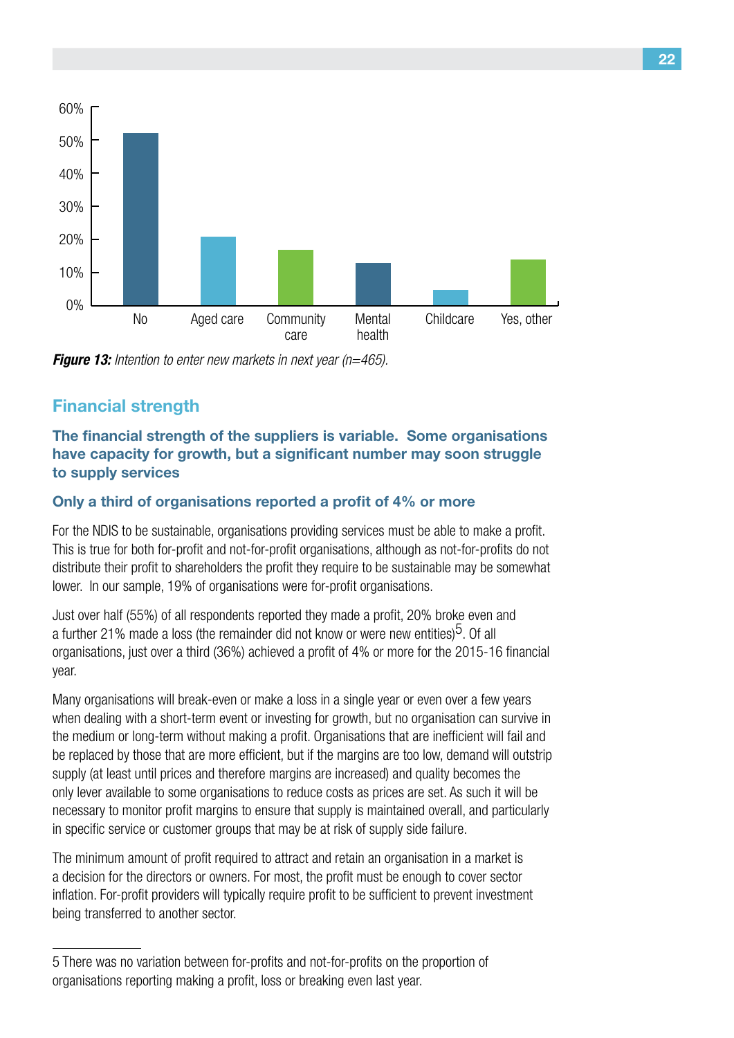Figure 13: Intention to enter new markets in next year (n=465).

## Financial strength

### The financial strength of the suppliers is variable. Some organisations have capacity for growth, but a significant number may soon struggle to supply services

#### Only a third of organisations reported a profit of 4% or more

For the NDIS to be sustainable, organisations providing services must be able to make a profit. This is true for both for-profit and not-for-profit organisations, although as not-for-profits do not distribute their profit to shareholders the profit they require to be sustainable may be somewhat lower. In our sample, 19% of organisations were for-profit organisations.

Just over half (55%) of all respondents reported they made a profit, 20% broke even and a further 21% made a loss (the remainder did not know or were new entities)[5]. Of all organisations, just over a third (36%) achieved a profit of 4% or more for the 2015-16 financial year.

Many organisations will break-even or make a loss in a single year or even over a few years when dealing with a short-term event or investing for growth, but no organisation can survive in the medium or long-term without making a profit. Organisations that are inefficient will fail and be replaced by those that are more efficient, but if the margins are too low, demand will outstrip supply (at least until prices and therefore margins are increased) and quality becomes the only lever available to some organisations to reduce costs as prices are set. As such it will be necessary to monitor profit margins to ensure that supply is maintained overall, and particularly in specific service or customer groups that may be at risk of supply side failure.

The minimum amount of profit required to attract and retain an organisation in a market is a decision for the directors or owners. For most, the profit must be enough to cover sector inflation. For-profit providers will typically require profit to be sufficient to prevent investment being transferred to another sector.

---

5 There was no variation between for-profits and not-for-profits on the proportion of organisations reporting making a profit, loss or breaking even last year.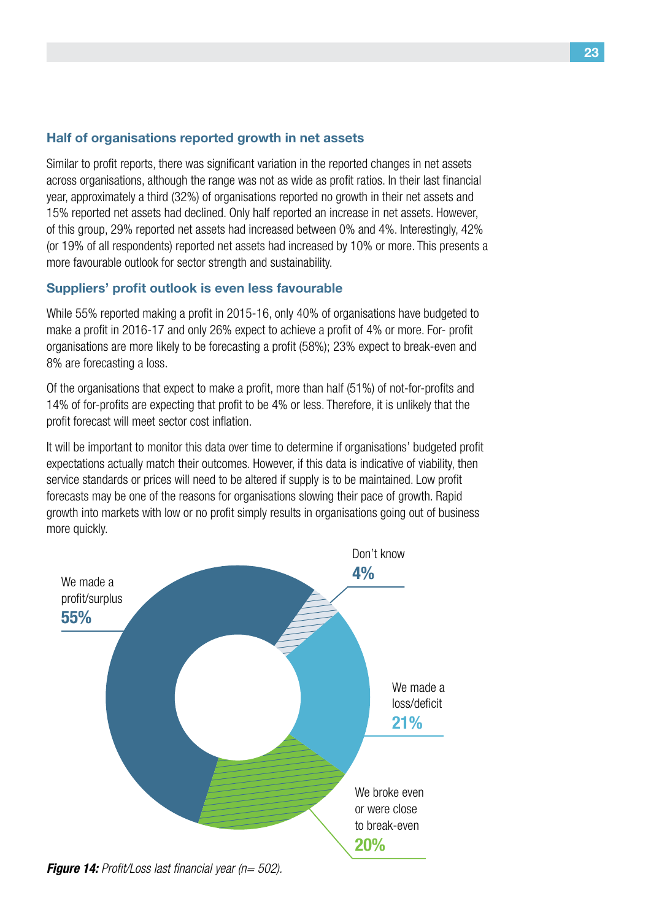### Half of organisations reported growth in net assets

Similar to profit reports, there was significant variation in the reported changes in net assets across organisations, although the range was not as wide as profit ratios. In their last financial year, approximately a third (32%) of organisations reported no growth in their net assets and 15% reported net assets had declined. Only half reported an increase in net assets. However, of this group, 29% reported net assets had increased between 0% and 4%. Interestingly, 42% (or 19% of all respondents) reported net assets had increased by 10% or more. This presents a more favourable outlook for sector strength and sustainability.

### Suppliers' profit outlook is even less favourable

While 55% reported making a profit in 2015-16, only 40% of organisations have budgeted to make a profit in 2016-17 and only 26% expect to achieve a profit of 4% or more. For- profit organisations are more likely to be forecasting a profit (58%); 23% expect to break-even and 8% are forecasting a loss.

Of the organisations that expect to make a profit, more than half (51%) of not-for-profits and 14% of for-profits are expecting that profit to be 4% or less. Therefore, it is unlikely that the profit forecast will meet sector cost inflation.

It will be important to monitor this data over time to determine if organisations' budgeted profit expectations actually match their outcomes. However, if this data is indicative of viability, then service standards or prices will need to be altered if supply is to be maintained. Low profit forecasts may be one of the reasons for organisations slowing their pace of growth. Rapid growth into markets with low or no profit simply results in organisations going out of business more quickly.

| Response | Percentage |
|---|---|
| We made a profit/surplus | 55% |
| We made a loss/deficit | 21% |
| We broke even or were close to break-even | 20% |
| Don't know | 4% |

***Figure 14:*** *Profit/Loss last financial year (n= 502).*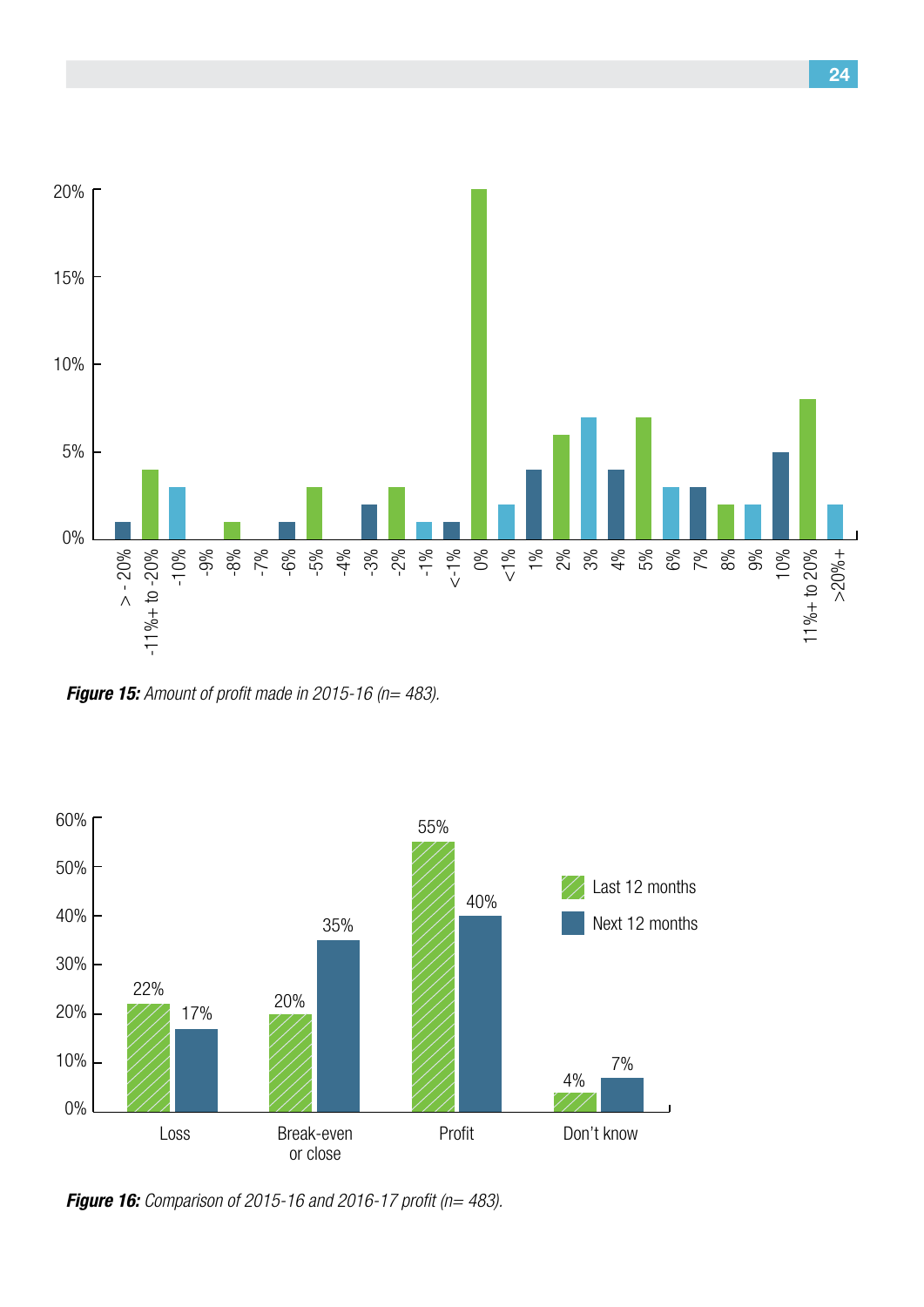Figure 15: Amount of profit made in 2015-16 (n= 483).

| Profit | Percentage |
|---|---|
| > - 20% | 1% |
| -11%+ to -20% | 4% |
| -10% | 3% |
| -9% | 0% |
| -8% | 1% |
| -7% | 0% |
| -6% | 1% |
| -5% | 3% |
| -4% | 0% |
| -3% | 2% |
| -2% | 3% |
| -1% | 1% |
| <-1% | 1% |
| 0% | 20% |
| <1% | 2% |
| 1% | 4% |
| 2% | 6% |
| 3% | 7% |
| 4% | 4% |
| 5% | 7% |
| 6% | 3% |
| 7% | 3% |
| 8% | 2% |
| 9% | 2% |
| 10% | 5% |
| 11%+ to 20% | 8% |
| >20%+ | 2% |

***Figure 15:*** *Amount of profit made in 2015-16 (n= 483).*

| | Last 12 months | Next 12 months |
|---|---|---|
| Loss | 22% | 17% |
| Break-even or close | 20% | 35% |
| Profit | 55% | 40% |
| Don't know | 4% | 7% |

***Figure 16:*** *Comparison of 2015-16 and 2016-17 profit (n= 483).*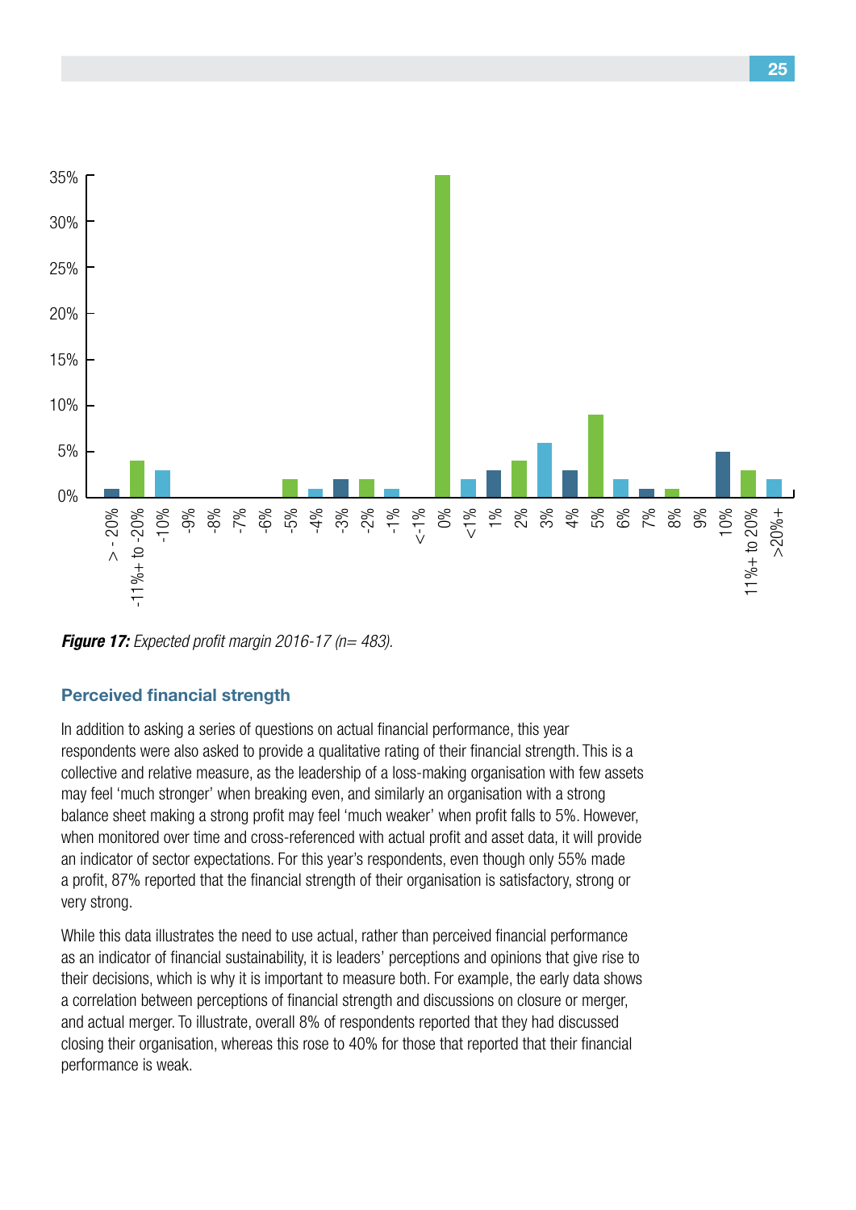*Figure 17: Expected profit margin 2016-17 (n= 483).*

## Perceived financial strength

In addition to asking a series of questions on actual financial performance, this year respondents were also asked to provide a qualitative rating of their financial strength. This is a collective and relative measure, as the leadership of a loss-making organisation with few assets may feel 'much stronger' when breaking even, and similarly an organisation with a strong balance sheet making a strong profit may feel 'much weaker' when profit falls to 5%. However, when monitored over time and cross-referenced with actual profit and asset data, it will provide an indicator of sector expectations. For this year's respondents, even though only 55% made a profit, 87% reported that the financial strength of their organisation is satisfactory, strong or very strong.

While this data illustrates the need to use actual, rather than perceived financial performance as an indicator of financial sustainability, it is leaders' perceptions and opinions that give rise to their decisions, which is why it is important to measure both. For example, the early data shows a correlation between perceptions of financial strength and discussions on closure or merger, and actual merger. To illustrate, overall 8% of respondents reported that they had discussed closing their organisation, whereas this rose to 40% for those that reported that their financial performance is weak.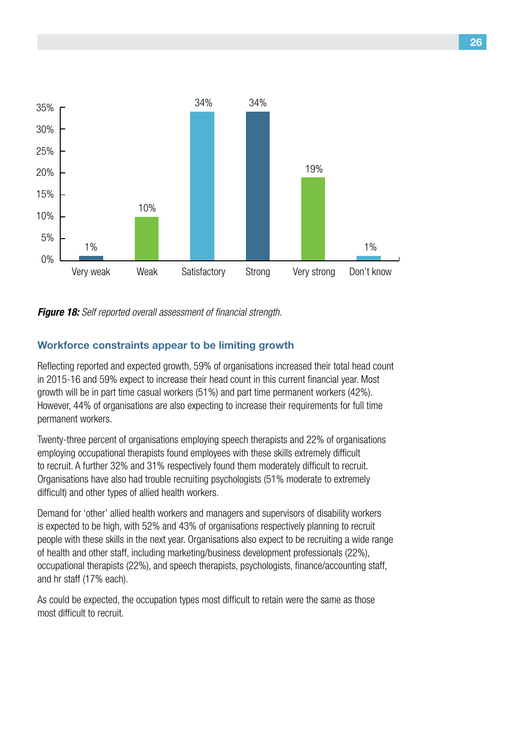| | Very weak | Weak | Satisfactory | Strong | Very strong | Don't know |
|---|---|---|---|---|---|---|
| % | 1% | 10% | 34% | 34% | 19% | 1% |

***Figure 18:*** *Self reported overall assessment of financial strength.*

## Workforce constraints appear to be limiting growth

Reflecting reported and expected growth, 59% of organisations increased their total head count in 2015-16 and 59% expect to increase their head count in this current financial year. Most growth will be in part time casual workers (51%) and part time permanent workers (42%). However, 44% of organisations are also expecting to increase their requirements for full time permanent workers.

Twenty-three percent of organisations employing speech therapists and 22% of organisations employing occupational therapists found employees with these skills extremely difficult to recruit. A further 32% and 31% respectively found them moderately difficult to recruit. Organisations have also had trouble recruiting psychologists (51% moderate to extremely difficult) and other types of allied health workers.

Demand for 'other' allied health workers and managers and supervisors of disability workers is expected to be high, with 52% and 43% of organisations respectively planning to recruit people with these skills in the next year. Organisations also expect to be recruiting a wide range of health and other staff, including marketing/business development professionals (22%), occupational therapists (22%), and speech therapists, psychologists, finance/accounting staff, and hr staff (17% each).

As could be expected, the occupation types most difficult to retain were the same as those most difficult to recruit.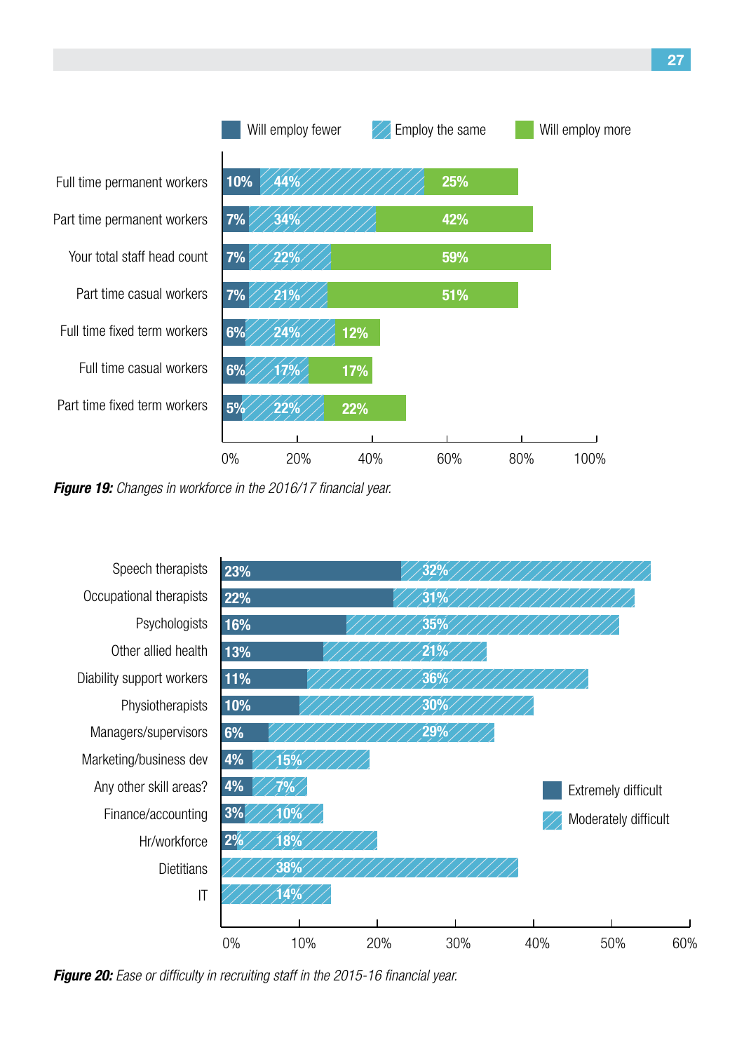| | Will employ fewer | Employ the same | Will employ more |
|---|---|---|---|
| Full time permanent workers | 10% | 44% | 25% |
| Part time permanent workers | 7% | 34% | 42% |
| Your total staff head count | 7% | 22% | 59% |
| Part time casual workers | 7% | 21% | 51% |
| Full time fixed term workers | 6% | 24% | 12% |
| Full time casual workers | 6% | 17% | 17% |
| Part time fixed term workers | 5% | 22% | 22% |

***Figure 19:*** *Changes in workforce in the 2016/17 financial year.*

| | Extremely difficult | Moderately difficult |
|---|---|---|
| Speech therapists | 23% | 32% |
| Occupational therapists | 22% | 31% |
| Psychologists | 16% | 35% |
| Other allied health | 13% | 21% |
| Diability support workers | 11% | 36% |
| Physiotherapists | 10% | 30% |
| Managers/supervisors | 6% | 29% |
| Marketing/business dev | 4% | 15% |
| Any other skill areas? | 4% | 7% |
| Finance/accounting | 3% | 10% |
| Hr/workforce | 2% | 18% |
| Dietitians | | 38% |
| IT | | 14% |

***Figure 20:*** *Ease or difficulty in recruiting staff in the 2015-16 financial year.*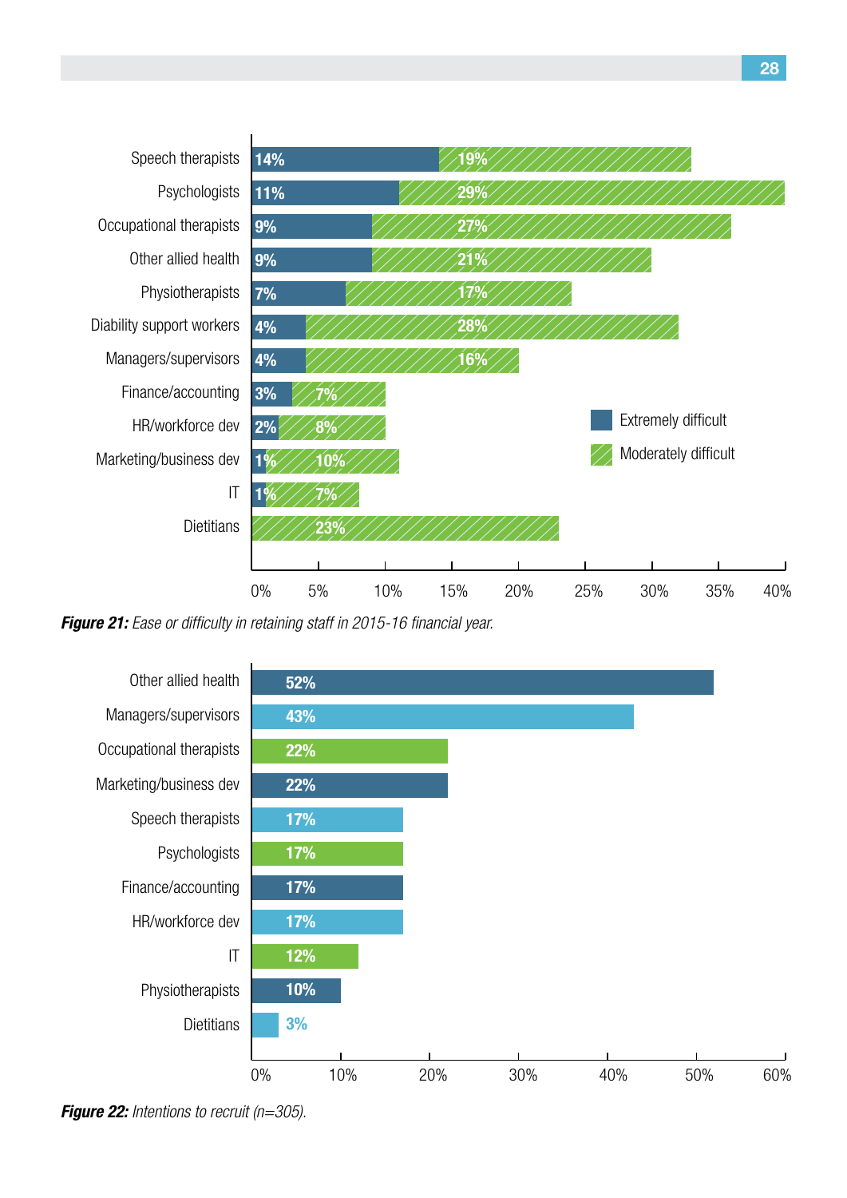| | Extremely difficult | Moderately difficult |
|---|---|---|
| Speech therapists | 14% | 19% |
| Psychologists | 11% | 29% |
| Occupational therapists | 9% | 27% |
| Other allied health | 9% | 21% |
| Physiotherapists | 7% | 17% |
| Diability support workers | 4% | 28% |
| Managers/supervisors | 4% | 16% |
| Finance/accounting | 3% | 7% |
| HR/workforce dev | 2% | 8% |
| Marketing/business dev | 1% | 10% |
| IT | 1% | 7% |
| Dietitians | | 23% |

***Figure 21:*** *Ease or difficulty in retaining staff in 2015-16 financial year.*

| | Intentions to recruit |
|---|---|
| Other allied health | 52% |
| Managers/supervisors | 43% |
| Occupational therapists | 22% |
| Marketing/business dev | 22% |
| Speech therapists | 17% |
| Psychologists | 17% |
| Finance/accounting | 17% |
| HR/workforce dev | 17% |
| IT | 12% |
| Physiotherapists | 10% |
| Dietitians | 3% |

***Figure 22:*** *Intentions to recruit (n=305).*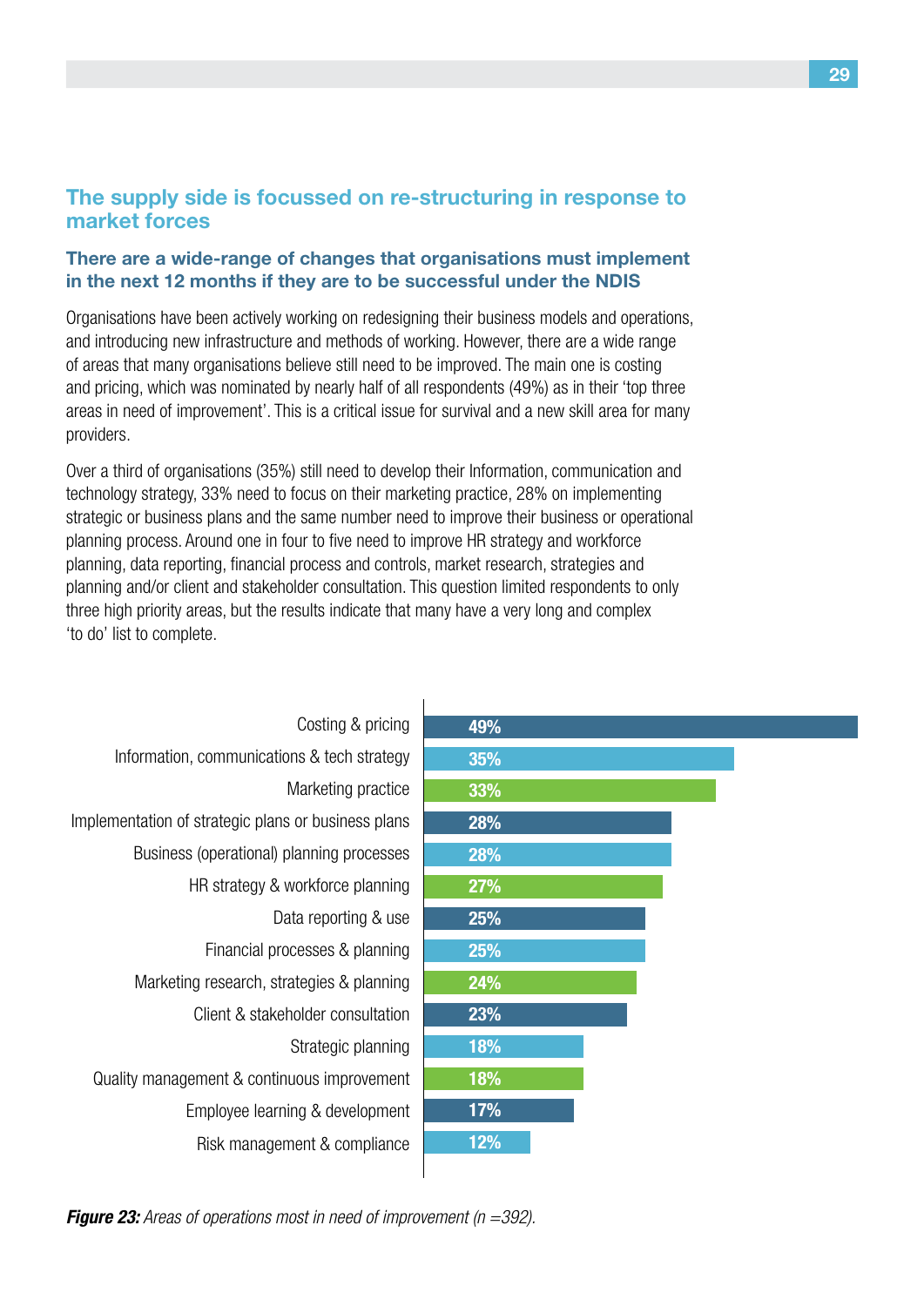## The supply side is focussed on re-structuring in response to market forces

### There are a wide-range of changes that organisations must implement in the next 12 months if they are to be successful under the NDIS

Organisations have been actively working on redesigning their business models and operations, and introducing new infrastructure and methods of working. However, there are a wide range of areas that many organisations believe still need to be improved. The main one is costing and pricing, which was nominated by nearly half of all respondents (49%) as in their 'top three areas in need of improvement'. This is a critical issue for survival and a new skill area for many providers.

Over a third of organisations (35%) still need to develop their Information, communication and technology strategy, 33% need to focus on their marketing practice, 28% on implementing strategic or business plans and the same number need to improve their business or operational planning process. Around one in four to five need to improve HR strategy and workforce planning, data reporting, financial process and controls, market research, strategies and planning and/or client and stakeholder consultation. This question limited respondents to only three high priority areas, but the results indicate that many have a very long and complex 'to do' list to complete.

| Area | % |
|---|---|
| Costing & pricing | 49% |
| Information, communications & tech strategy | 35% |
| Marketing practice | 33% |
| Implementation of strategic plans or business plans | 28% |
| Business (operational) planning processes | 28% |
| HR strategy & workforce planning | 27% |
| Data reporting & use | 25% |
| Financial processes & planning | 25% |
| Marketing research, strategies & planning | 24% |
| Client & stakeholder consultation | 23% |
| Strategic planning | 18% |
| Quality management & continuous improvement | 18% |
| Employee learning & development | 17% |
| Risk management & compliance | 12% |

***Figure 23:*** *Areas of operations most in need of improvement (n =392).*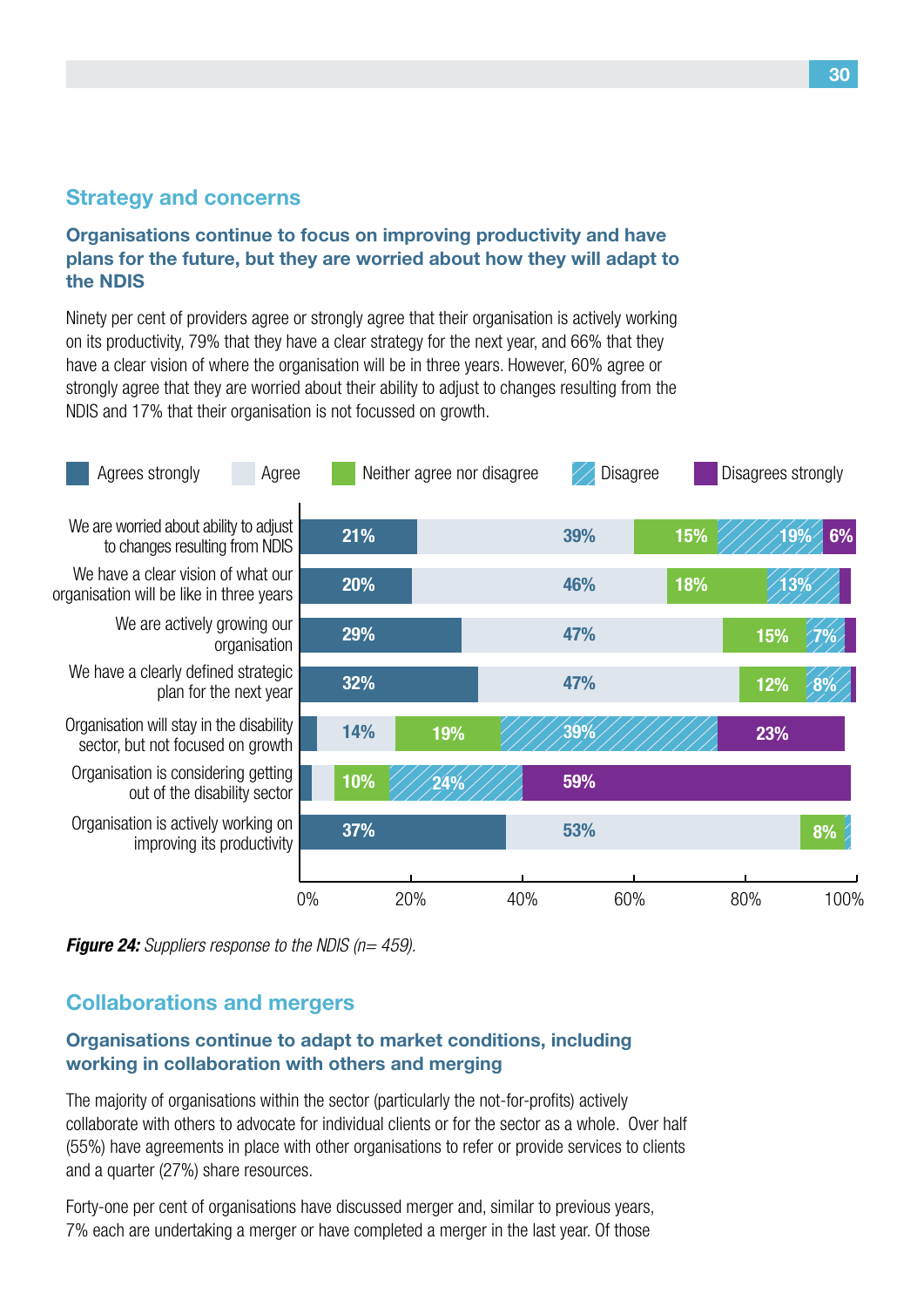## Strategy and concerns

### Organisations continue to focus on improving productivity and have plans for the future, but they are worried about how they will adapt to the NDIS

Ninety per cent of providers agree or strongly agree that their organisation is actively working on its productivity, 79% that they have a clear strategy for the next year, and 66% that they have a clear vision of where the organisation will be in three years. However, 60% agree or strongly agree that they are worried about their ability to adjust to changes resulting from the NDIS and 17% that their organisation is not focussed on growth.

| | Agrees strongly | Agree | Neither agree nor disagree | Disagree | Disagrees strongly |
|---|---|---|---|---|---|
| We are worried about ability to adjust to changes resulting from NDIS | 21% | 39% | 15% | 19% | 6% |
| We have a clear vision of what our organisation will be like in three years | 20% | 46% | 18% | 13% | |
| We are actively growing our organisation | 29% | 47% | 15% | 7% | |
| We have a clearly defined strategic plan for the next year | 32% | 47% | 12% | 8% | |
| Organisation will stay in the disability sector, but not focused on growth | | 14% | 19% | 39% | 23% |
| Organisation is considering getting out of the disability sector | | | 10% | 24% | 59% |
| Organisation is actively working on improving its productivity | 37% | 53% | 8% | | |

***Figure 24:*** *Suppliers response to the NDIS (n= 459).*

## Collaborations and mergers

### Organisations continue to adapt to market conditions, including working in collaboration with others and merging

The majority of organisations within the sector (particularly the not-for-profits) actively collaborate with others to advocate for individual clients or for the sector as a whole. Over half (55%) have agreements in place with other organisations to refer or provide services to clients and a quarter (27%) share resources.

Forty-one per cent of organisations have discussed merger and, similar to previous years, 7% each are undertaking a merger or have completed a merger in the last year. Of those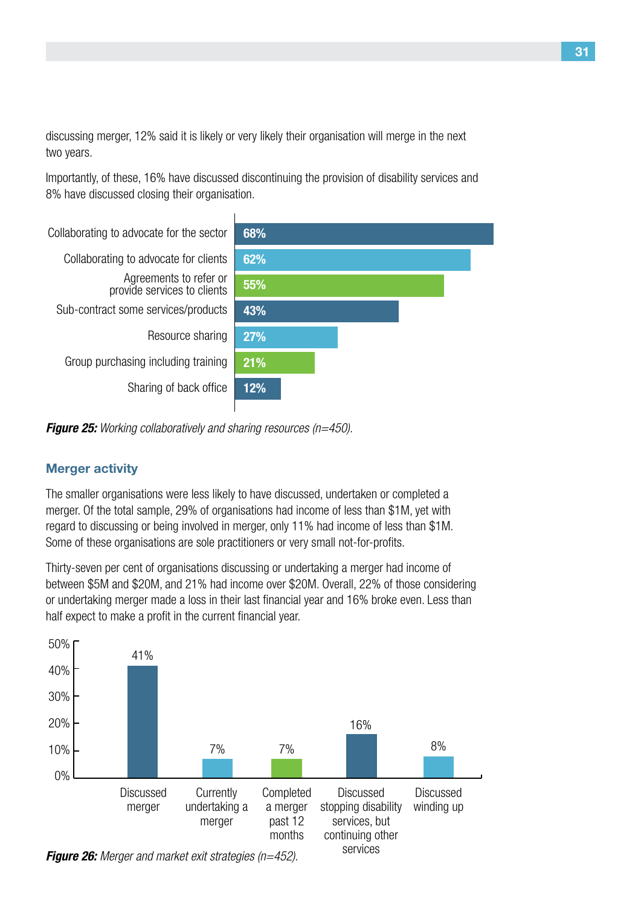discussing merger, 12% said it is likely or very likely their organisation will merge in the next two years.

Importantly, of these, 16% have discussed discontinuing the provision of disability services and 8% have discussed closing their organisation.

| Activity | Percentage |
|---|---|
| Collaborating to advocate for the sector | 68% |
| Collaborating to advocate for clients | 62% |
| Agreements to refer or provide services to clients | 55% |
| Sub-contract some services/products | 43% |
| Resource sharing | 27% |
| Group purchasing including training | 21% |
| Sharing of back office | 12% |

***Figure 25:*** *Working collaboratively and sharing resources (n=450).*

## Merger activity

The smaller organisations were less likely to have discussed, undertaken or completed a merger. Of the total sample, 29% of organisations had income of less than $1M, yet with regard to discussing or being involved in merger, only 11% had income of less than $1M. Some of these organisations are sole practitioners or very small not-for-profits.

Thirty-seven per cent of organisations discussing or undertaking a merger had income of between $5M and $20M, and 21% had income over $20M. Overall, 22% of those considering or undertaking merger made a loss in their last financial year and 16% broke even. Less than half expect to make a profit in the current financial year.

| Strategy | Percentage |
|---|---|
| Discussed merger | 41% |
| Currently undertaking a merger | 7% |
| Completed a merger past 12 months | 7% |
| Discussed stopping disability services, but continuing other services | 16% |
| Discussed winding up | 8% |

***Figure 26:*** *Merger and market exit strategies (n=452).*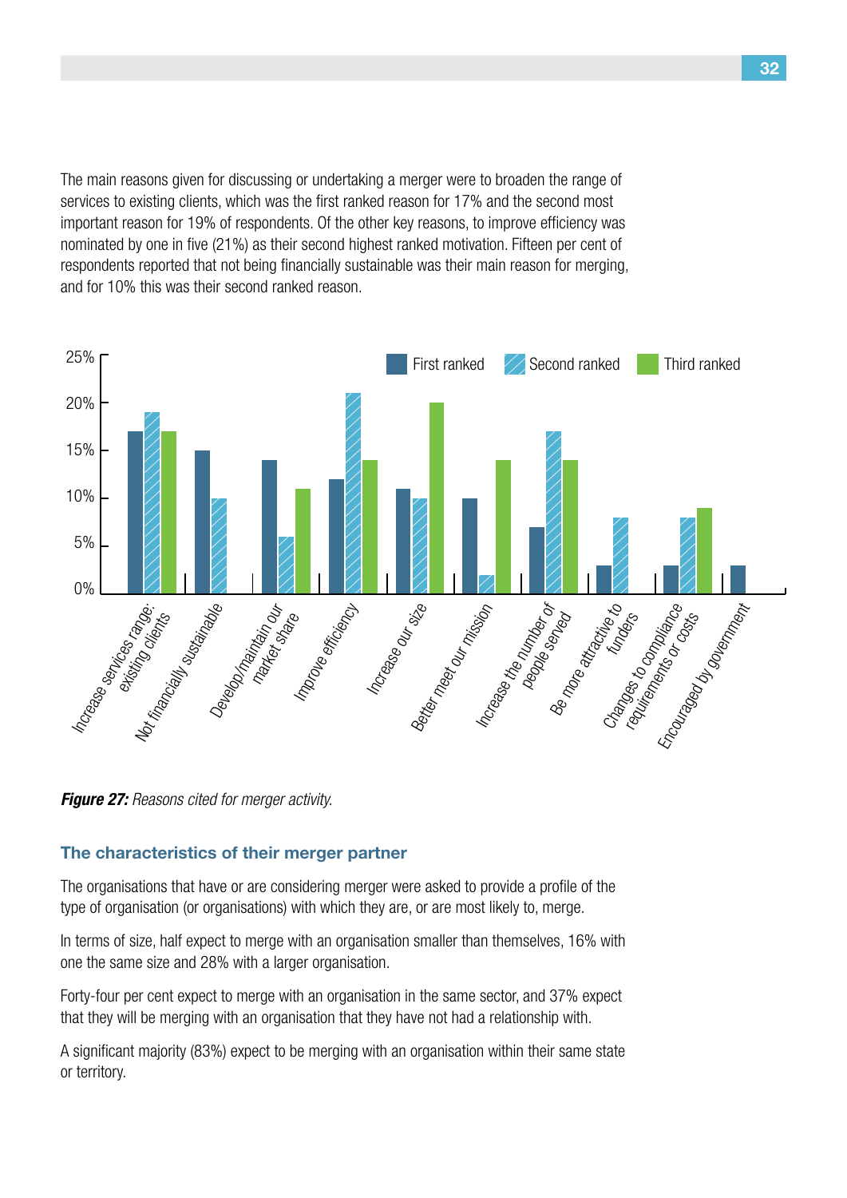The main reasons given for discussing or undertaking a merger were to broaden the range of services to existing clients, which was the first ranked reason for 17% and the second most important reason for 19% of respondents. Of the other key reasons, to improve efficiency was nominated by one in five (21%) as their second highest ranked motivation. Fifteen per cent of respondents reported that not being financially sustainable was their main reason for merging, and for 10% this was their second ranked reason.

| Reason | First ranked | Second ranked | Third ranked |
|---|---|---|---|
| Increase services range: existing clients | 17% | 19% | 17% |
| Not financially sustainable | 15% | 10% | |
| Develop/maintain our market share | 14% | 6% | 11% |
| Improve efficiency | 12% | 21% | 14% |
| Increase our size | 11% | 10% | 20% |
| Better meet our mission | 10% | 2% | 14% |
| Increase the number of people served | 7% | 17% | 14% |
| Be more attractive to funders | 3% | 8% | |
| Changes to compliance requirements or costs | 3% | 8% | 9% |
| Encouraged by government | 3% | | |

***Figure 27:*** *Reasons cited for merger activity.*

### The characteristics of their merger partner

The organisations that have or are considering merger were asked to provide a profile of the type of organisation (or organisations) with which they are, or are most likely to, merge.

In terms of size, half expect to merge with an organisation smaller than themselves, 16% with one the same size and 28% with a larger organisation.

Forty-four per cent expect to merge with an organisation in the same sector, and 37% expect that they will be merging with an organisation that they have not had a relationship with.

A significant majority (83%) expect to be merging with an organisation within their same state or territory.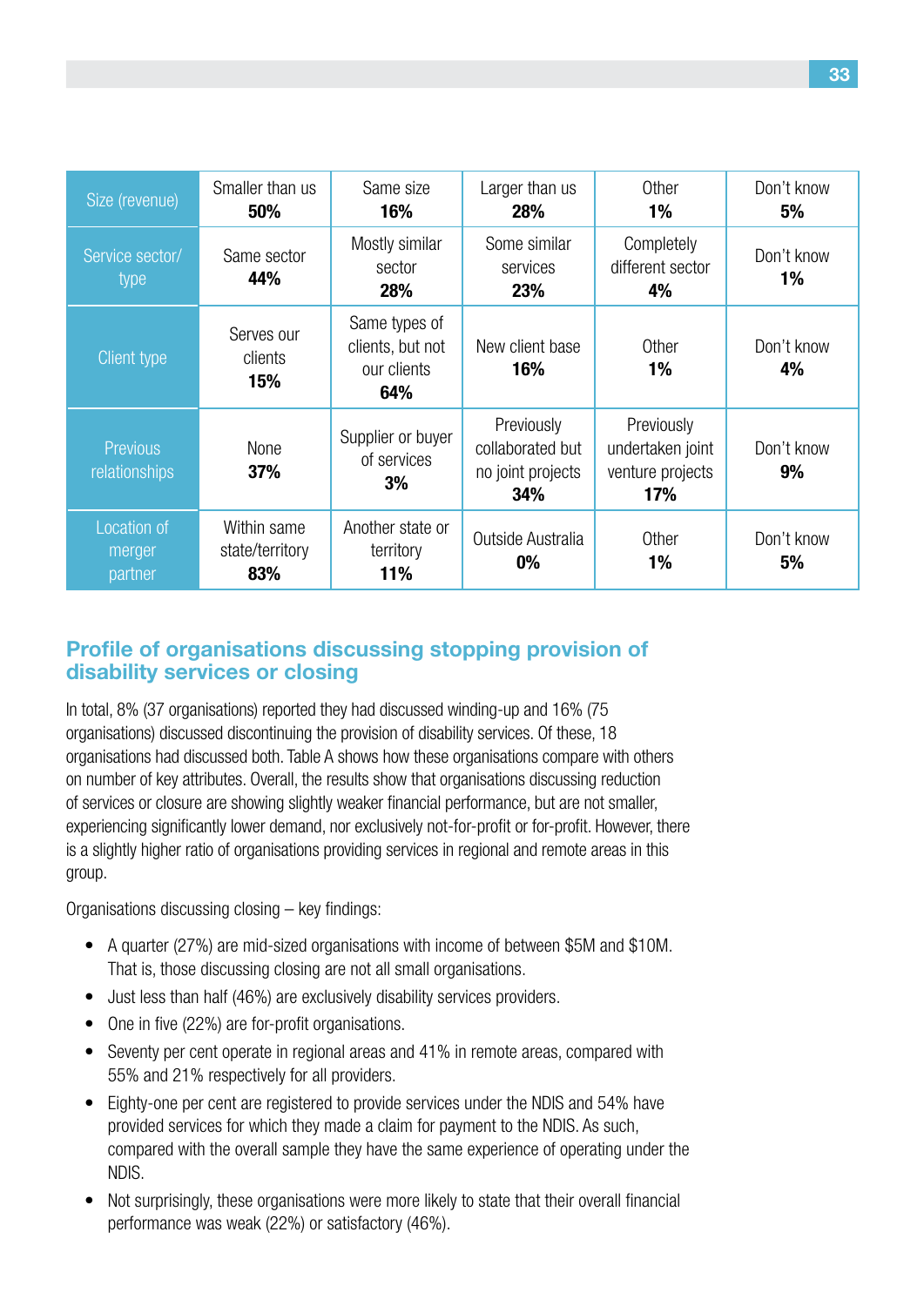| Size (revenue) | Smaller than us **50%** | Same size **16%** | Larger than us **28%** | Other **1%** | Don't know **5%** |
|---|---|---|---|---|---|
| Service sector/ type | Same sector **44%** | Mostly similar sector **28%** | Some similar services **23%** | Completely different sector **4%** | Don't know **1%** |
| Client type | Serves our clients **15%** | Same types of clients, but not our clients **64%** | New client base **16%** | Other **1%** | Don't know **4%** |
| Previous relationships | None **37%** | Supplier or buyer of services **3%** | Previously collaborated but no joint projects **34%** | Previously undertaken joint venture projects **17%** | Don't know **9%** |
| Location of merger partner | Within same state/territory **83%** | Another state or territory **11%** | Outside Australia **0%** | Other **1%** | Don't know **5%** |

## Profile of organisations discussing stopping provision of disability services or closing

In total, 8% (37 organisations) reported they had discussed winding-up and 16% (75 organisations) discussed discontinuing the provision of disability services. Of these, 18 organisations had discussed both. Table A shows how these organisations compare with others on number of key attributes. Overall, the results show that organisations discussing reduction of services or closure are showing slightly weaker financial performance, but are not smaller, experiencing significantly lower demand, nor exclusively not-for-profit or for-profit. However, there is a slightly higher ratio of organisations providing services in regional and remote areas in this group.

Organisations discussing closing – key findings:

- A quarter (27%) are mid-sized organisations with income of between $5M and $10M. That is, those discussing closing are not all small organisations.
- Just less than half (46%) are exclusively disability services providers.
- One in five (22%) are for-profit organisations.
- Seventy per cent operate in regional areas and 41% in remote areas, compared with 55% and 21% respectively for all providers.
- Eighty-one per cent are registered to provide services under the NDIS and 54% have provided services for which they made a claim for payment to the NDIS. As such, compared with the overall sample they have the same experience of operating under the NDIS.
- Not surprisingly, these organisations were more likely to state that their overall financial performance was weak (22%) or satisfactory (46%).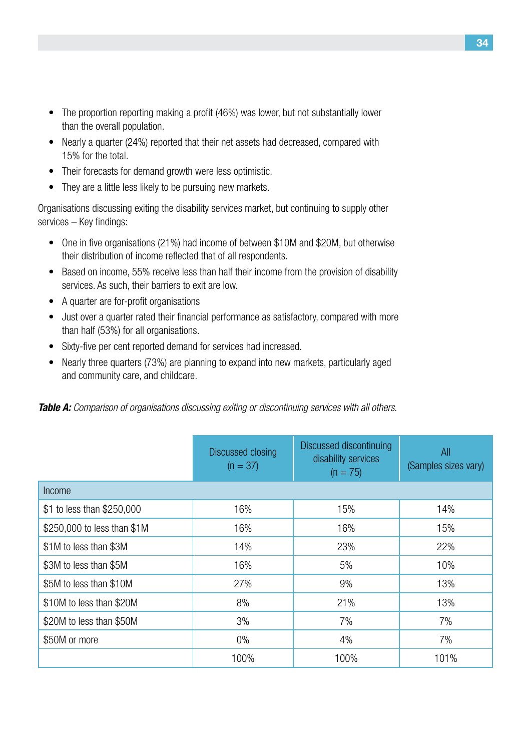- The proportion reporting making a profit (46%) was lower, but not substantially lower than the overall population.
- Nearly a quarter (24%) reported that their net assets had decreased, compared with 15% for the total.
- Their forecasts for demand growth were less optimistic.
- They are a little less likely to be pursuing new markets.

Organisations discussing exiting the disability services market, but continuing to supply other services – Key findings:

- One in five organisations (21%) had income of between $10M and $20M, but otherwise their distribution of income reflected that of all respondents.
- Based on income, 55% receive less than half their income from the provision of disability services. As such, their barriers to exit are low.
- A quarter are for-profit organisations
- Just over a quarter rated their financial performance as satisfactory, compared with more than half (53%) for all organisations.
- Sixty-five per cent reported demand for services had increased.
- Nearly three quarters (73%) are planning to expand into new markets, particularly aged and community care, and childcare.

***Table A:*** *Comparison of organisations discussing exiting or discontinuing services with all others.*

| | Discussed closing (n = 37) | Discussed discontinuing disability services (n = 75) | All (Samples sizes vary) |
|---|---|---|---|
| Income | | | |
| $1 to less than $250,000 | 16% | 15% | 14% |
| $250,000 to less than $1M | 16% | 16% | 15% |
| $1M to less than $3M | 14% | 23% | 22% |
| $3M to less than $5M | 16% | 5% | 10% |
| $5M to less than $10M | 27% | 9% | 13% |
| $10M to less than $20M | 8% | 21% | 13% |
| $20M to less than $50M | 3% | 7% | 7% |
| $50M or more | 0% | 4% | 7% |
| | 100% | 100% | 101% |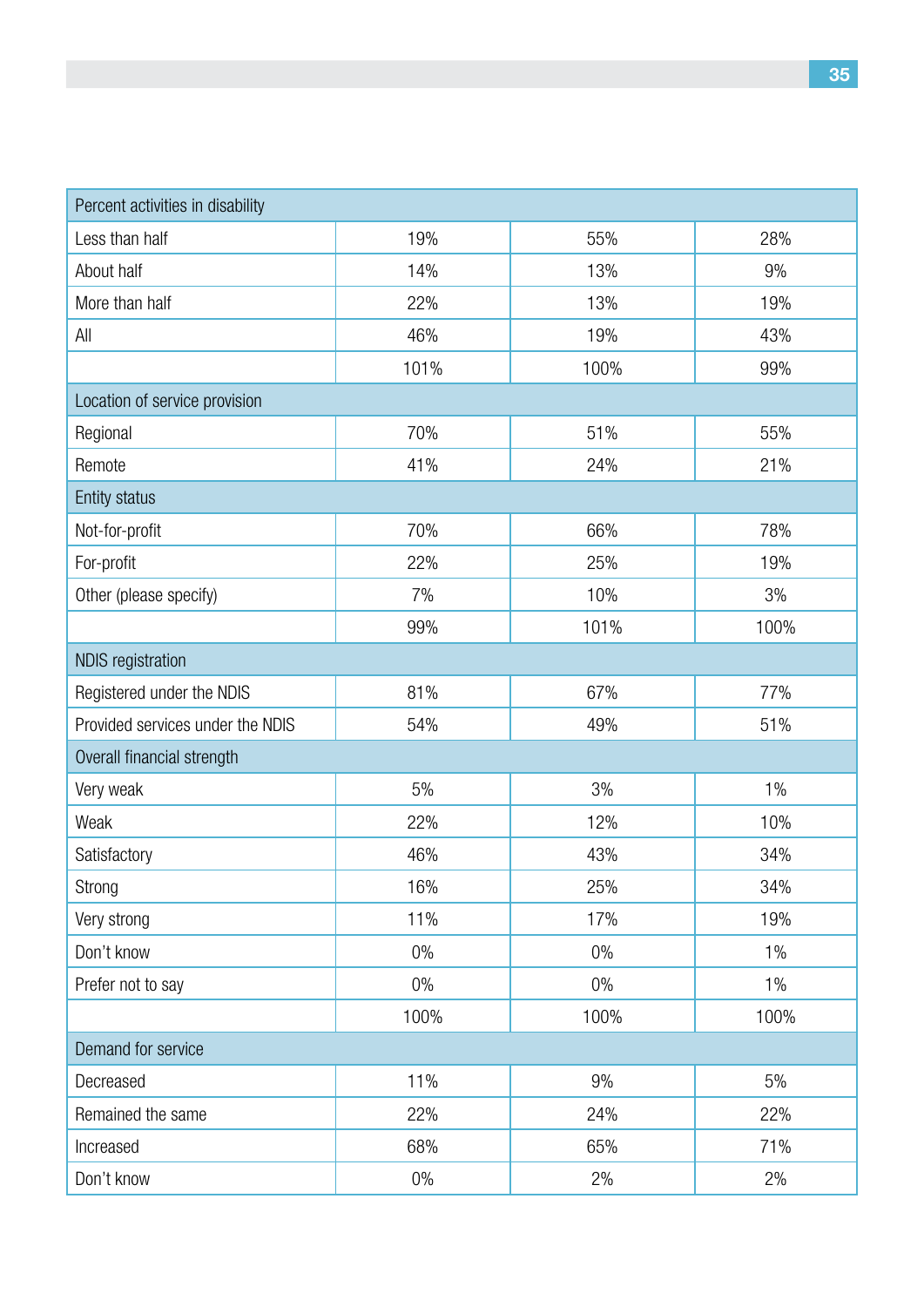| Percent activities in disability | | | |
|---|---|---|---|
| Less than half | 19% | 55% | 28% |
| About half | 14% | 13% | 9% |
| More than half | 22% | 13% | 19% |
| All | 46% | 19% | 43% |
| | 101% | 100% | 99% |
| **Location of service provision** | | | |
| Regional | 70% | 51% | 55% |
| Remote | 41% | 24% | 21% |
| **Entity status** | | | |
| Not-for-profit | 70% | 66% | 78% |
| For-profit | 22% | 25% | 19% |
| Other (please specify) | 7% | 10% | 3% |
| | 99% | 101% | 100% |
| **NDIS registration** | | | |
| Registered under the NDIS | 81% | 67% | 77% |
| Provided services under the NDIS | 54% | 49% | 51% |
| **Overall financial strength** | | | |
| Very weak | 5% | 3% | 1% |
| Weak | 22% | 12% | 10% |
| Satisfactory | 46% | 43% | 34% |
| Strong | 16% | 25% | 34% |
| Very strong | 11% | 17% | 19% |
| Don't know | 0% | 0% | 1% |
| Prefer not to say | 0% | 0% | 1% |
| | 100% | 100% | 100% |
| **Demand for service** | | | |
| Decreased | 11% | 9% | 5% |
| Remained the same | 22% | 24% | 22% |
| Increased | 68% | 65% | 71% |
| Don't know | 0% | 2% | 2% |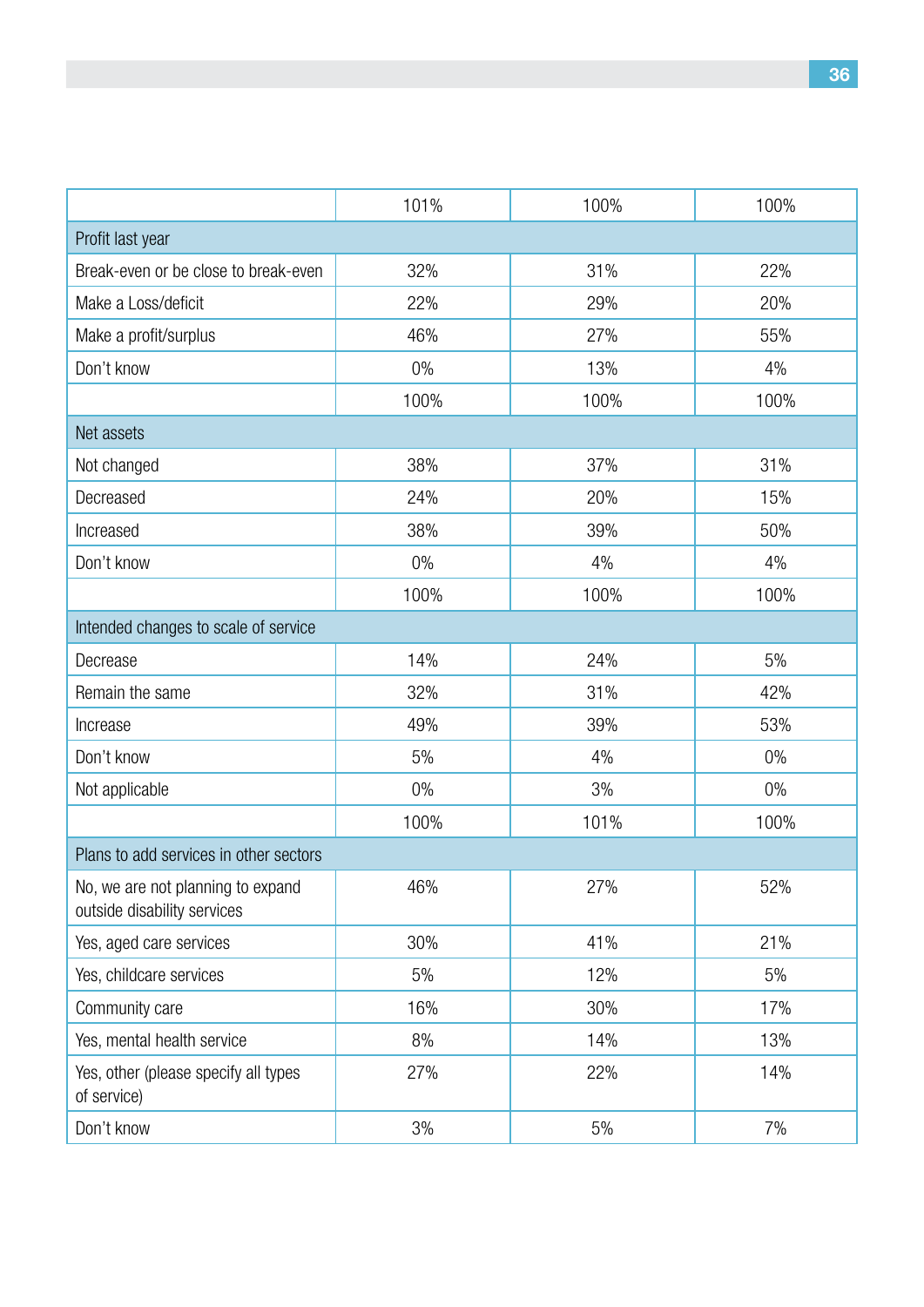| | | | |
|---|---|---|---|
| | 101% | 100% | 100% |
| Profit last year | | | |
| Break-even or be close to break-even | 32% | 31% | 22% |
| Make a Loss/deficit | 22% | 29% | 20% |
| Make a profit/surplus | 46% | 27% | 55% |
| Don't know | 0% | 13% | 4% |
| | 100% | 100% | 100% |
| Net assets | | | |
| Not changed | 38% | 37% | 31% |
| Decreased | 24% | 20% | 15% |
| Increased | 38% | 39% | 50% |
| Don't know | 0% | 4% | 4% |
| | 100% | 100% | 100% |
| Intended changes to scale of service | | | |
| Decrease | 14% | 24% | 5% |
| Remain the same | 32% | 31% | 42% |
| Increase | 49% | 39% | 53% |
| Don't know | 5% | 4% | 0% |
| Not applicable | 0% | 3% | 0% |
| | 100% | 101% | 100% |
| Plans to add services in other sectors | | | |
| No, we are not planning to expand outside disability services | 46% | 27% | 52% |
| Yes, aged care services | 30% | 41% | 21% |
| Yes, childcare services | 5% | 12% | 5% |
| Community care | 16% | 30% | 17% |
| Yes, mental health service | 8% | 14% | 13% |
| Yes, other (please specify all types of service) | 27% | 22% | 14% |
| Don't know | 3% | 5% | 7% |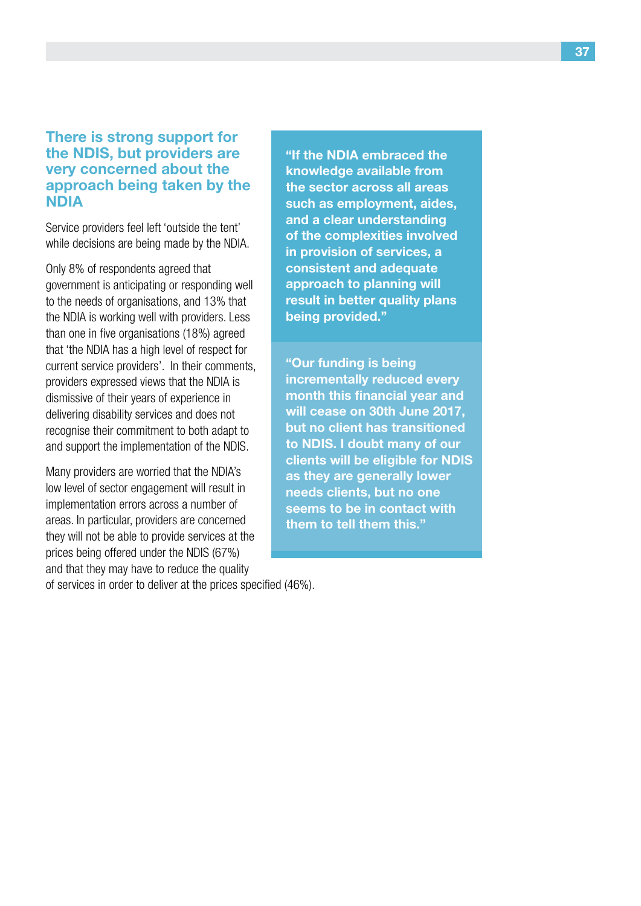## There is strong support for the NDIS, but providers are very concerned about the approach being taken by the NDIA

Service providers feel left 'outside the tent' while decisions are being made by the NDIA.

Only 8% of respondents agreed that government is anticipating or responding well to the needs of organisations, and 13% that the NDIA is working well with providers. Less than one in five organisations (18%) agreed that 'the NDIA has a high level of respect for current service providers'. In their comments, providers expressed views that the NDIA is dismissive of their years of experience in delivering disability services and does not recognise their commitment to both adapt to and support the implementation of the NDIS.

Many providers are worried that the NDIA's low level of sector engagement will result in implementation errors across a number of areas. In particular, providers are concerned they will not be able to provide services at the prices being offered under the NDIS (67%) and that they may have to reduce the quality of services in order to deliver at the prices specified (46%).

> **"If the NDIA embraced the knowledge available from the sector across all areas such as employment, aides, and a clear understanding of the complexities involved in provision of services, a consistent and adequate approach to planning will result in better quality plans being provided."**

> **"Our funding is being incrementally reduced every month this financial year and will cease on 30th June 2017, but no client has transitioned to NDIS. I doubt many of our clients will be eligible for NDIS as they are generally lower needs clients, but no one seems to be in contact with them to tell them this."**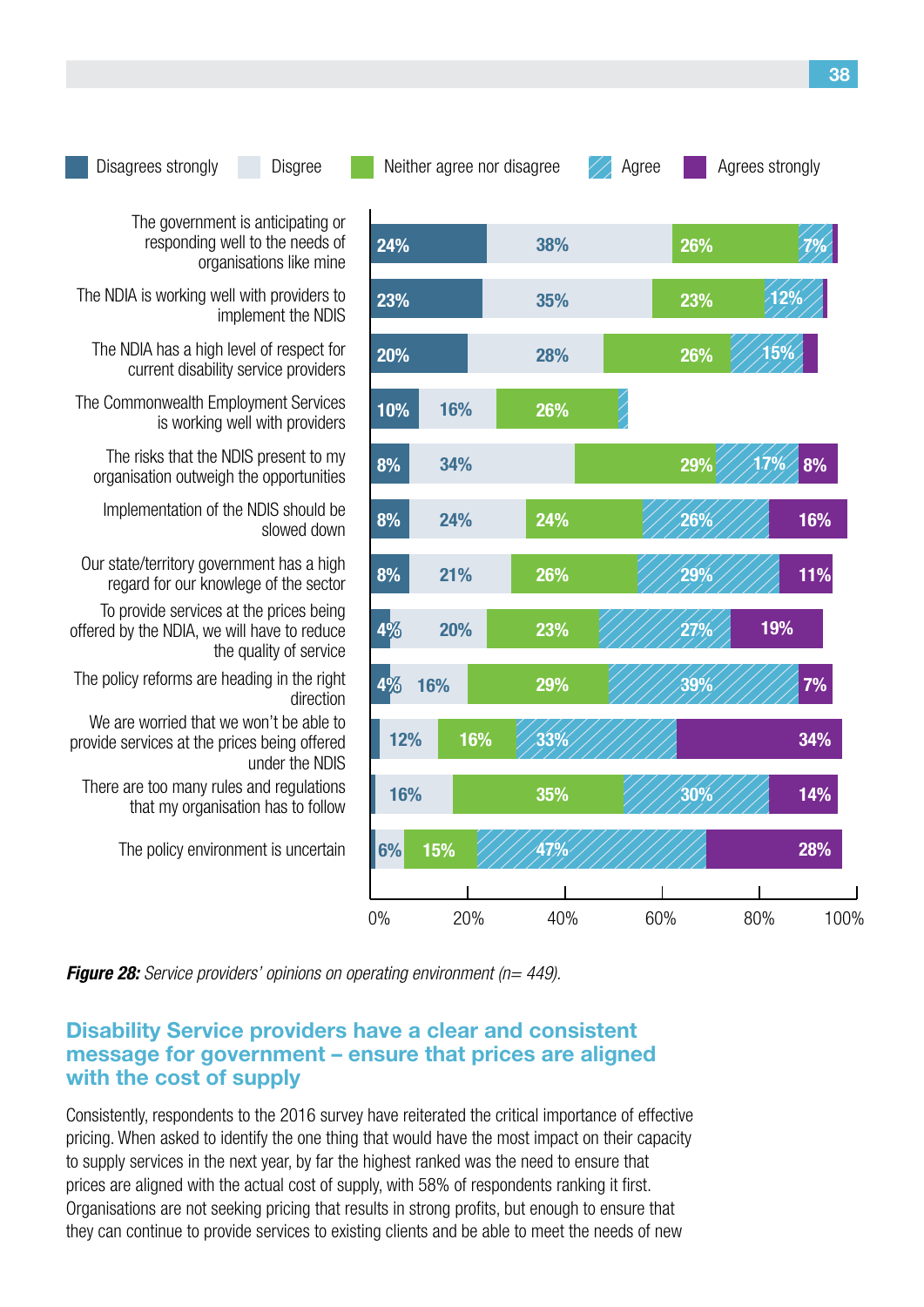| Statement | Disagrees strongly | Disgree | Neither agree nor disagree | Agree | Agrees strongly |
|---|---|---|---|---|---|
| The government is anticipating or responding well to the needs of organisations like mine | 24% | 38% | 26% | 7% | |
| The NDIA is working well with providers to implement the NDIS | 23% | 35% | 23% | 12% | |
| The NDIA has a high level of respect for current disability service providers | 20% | 28% | 26% | 15% | |
| The Commonwealth Employment Services is working well with providers | 10% | 16% | 26% | | |
| The risks that the NDIS present to my organisation outweigh the opportunities | 8% | 34% | 29% | 17% | 8% |
| Implementation of the NDIS should be slowed down | 8% | 24% | 24% | 26% | 16% |
| Our state/territory government has a high regard for our knowlege of the sector | 8% | 21% | 26% | 29% | 11% |
| To provide services at the prices being offered by the NDIA, we will have to reduce the quality of service | 4% | 20% | 23% | 27% | 19% |
| The policy reforms are heading in the right direction | 4% | 16% | 29% | 39% | 7% |
| We are worried that we won't be able to provide services at the prices being offered under the NDIS | | 12% | 16% | 33% | 34% |
| There are too many rules and regulations that my organisation has to follow | | 16% | 35% | 30% | 14% |
| The policy environment is uncertain | | 6% | 15% | 47% | 28% |

***Figure 28:*** *Service providers' opinions on operating environment (n= 449).*

## Disability Service providers have a clear and consistent message for government – ensure that prices are aligned with the cost of supply

Consistently, respondents to the 2016 survey have reiterated the critical importance of effective pricing. When asked to identify the one thing that would have the most impact on their capacity to supply services in the next year, by far the highest ranked was the need to ensure that prices are aligned with the actual cost of supply, with 58% of respondents ranking it first. Organisations are not seeking pricing that results in strong profits, but enough to ensure that they can continue to provide services to existing clients and be able to meet the needs of new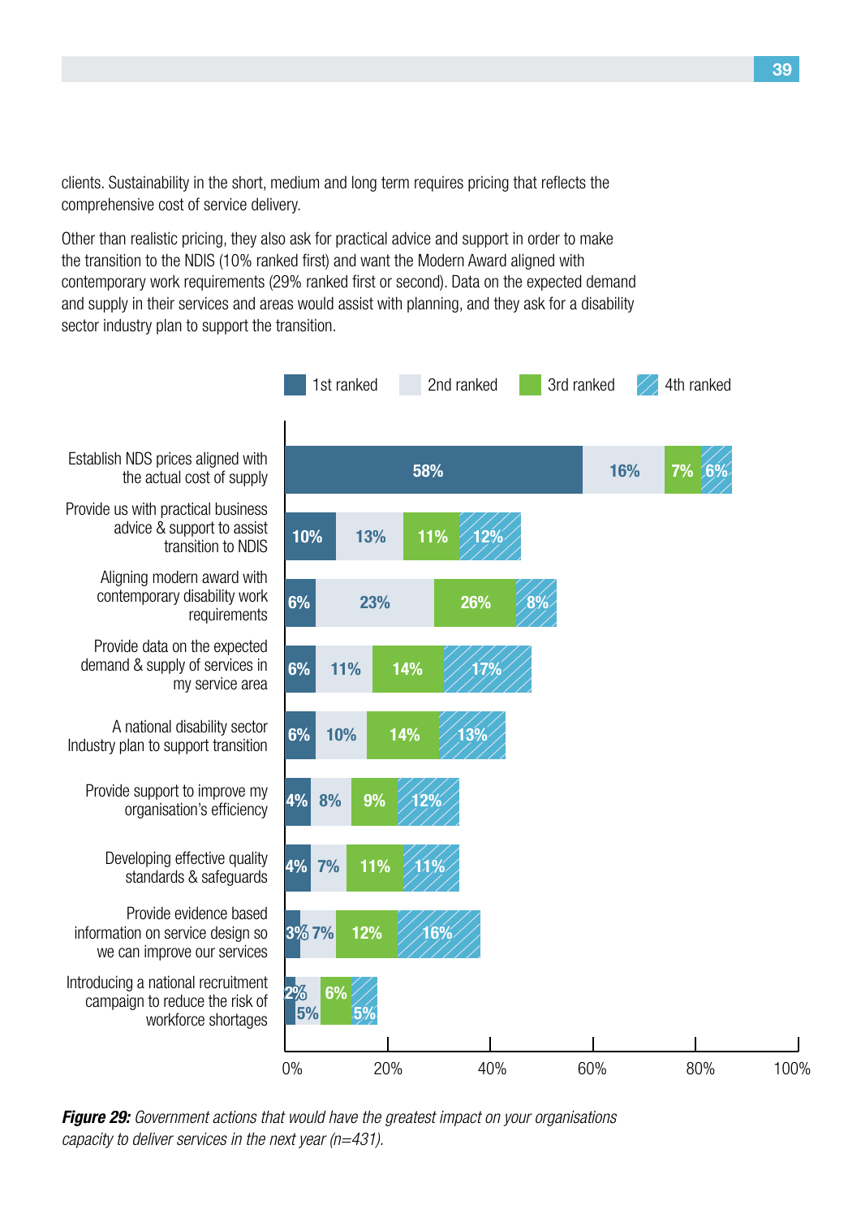clients. Sustainability in the short, medium and long term requires pricing that reflects the comprehensive cost of service delivery.

Other than realistic pricing, they also ask for practical advice and support in order to make the transition to the NDIS (10% ranked first) and want the Modern Award aligned with contemporary work requirements (29% ranked first or second). Data on the expected demand and supply in their services and areas would assist with planning, and they ask for a disability sector industry plan to support the transition.

| Government action | 1st ranked | 2nd ranked | 3rd ranked | 4th ranked |
| --- | --- | --- | --- | --- |
| Establish NDS prices aligned with the actual cost of supply | 58% | 16% | 7% | 6% |
| Provide us with practical business advice & support to assist transition to NDIS | 10% | 13% | 11% | 12% |
| Aligning modern award with contemporary disability work requirements | 6% | 23% | 26% | 8% |
| Provide data on the expected demand & supply of services in my service area | 6% | 11% | 14% | 17% |
| A national disability sector Industry plan to support transition | 6% | 10% | 14% | 13% |
| Provide support to improve my organisation's efficiency | 4% | 8% | 9% | 12% |
| Developing effective quality standards & safeguards | 4% | 7% | 11% | 11% |
| Provide evidence based information on service design so we can improve our services | 3% | 7% | 12% | 16% |
| Introducing a national recruitment campaign to reduce the risk of workforce shortages | 2% | 5% | 6% | 5% |

***Figure 29:*** *Government actions that would have the greatest impact on your organisations capacity to deliver services in the next year (n=431).*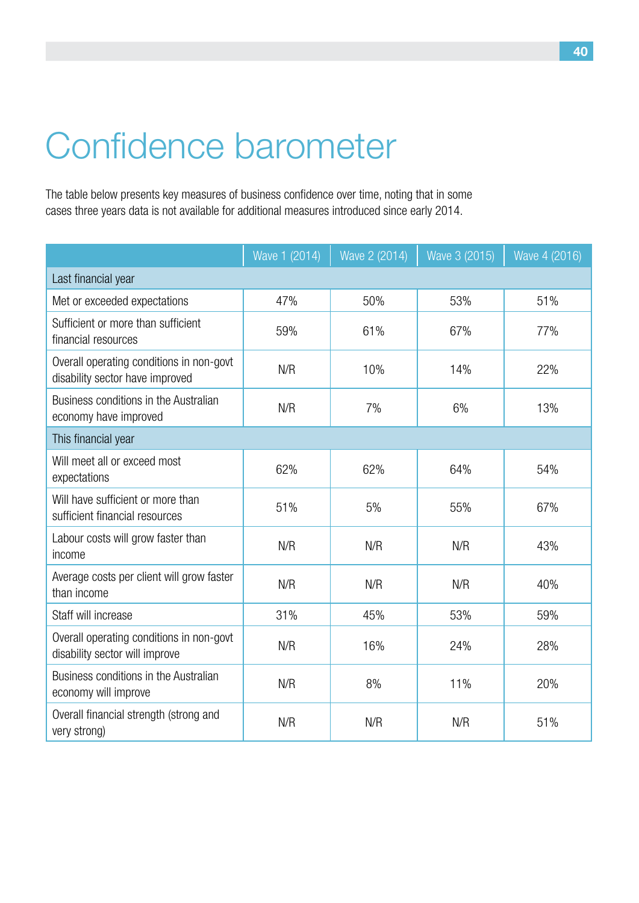# Confidence barometer

The table below presents key measures of business confidence over time, noting that in some cases three years data is not available for additional measures introduced since early 2014.

| | Wave 1 (2014) | Wave 2 (2014) | Wave 3 (2015) | Wave 4 (2016) |
|---|---|---|---|---|
| Last financial year | | | | |
| Met or exceeded expectations | 47% | 50% | 53% | 51% |
| Sufficient or more than sufficient financial resources | 59% | 61% | 67% | 77% |
| Overall operating conditions in non-govt disability sector have improved | N/R | 10% | 14% | 22% |
| Business conditions in the Australian economy have improved | N/R | 7% | 6% | 13% |
| This financial year | | | | |
| Will meet all or exceed most expectations | 62% | 62% | 64% | 54% |
| Will have sufficient or more than sufficient financial resources | 51% | 5% | 55% | 67% |
| Labour costs will grow faster than income | N/R | N/R | N/R | 43% |
| Average costs per client will grow faster than income | N/R | N/R | N/R | 40% |
| Staff will increase | 31% | 45% | 53% | 59% |
| Overall operating conditions in non-govt disability sector will improve | N/R | 16% | 24% | 28% |
| Business conditions in the Australian economy will improve | N/R | 8% | 11% | 20% |
| Overall financial strength (strong and very strong) | N/R | N/R | N/R | 51% |